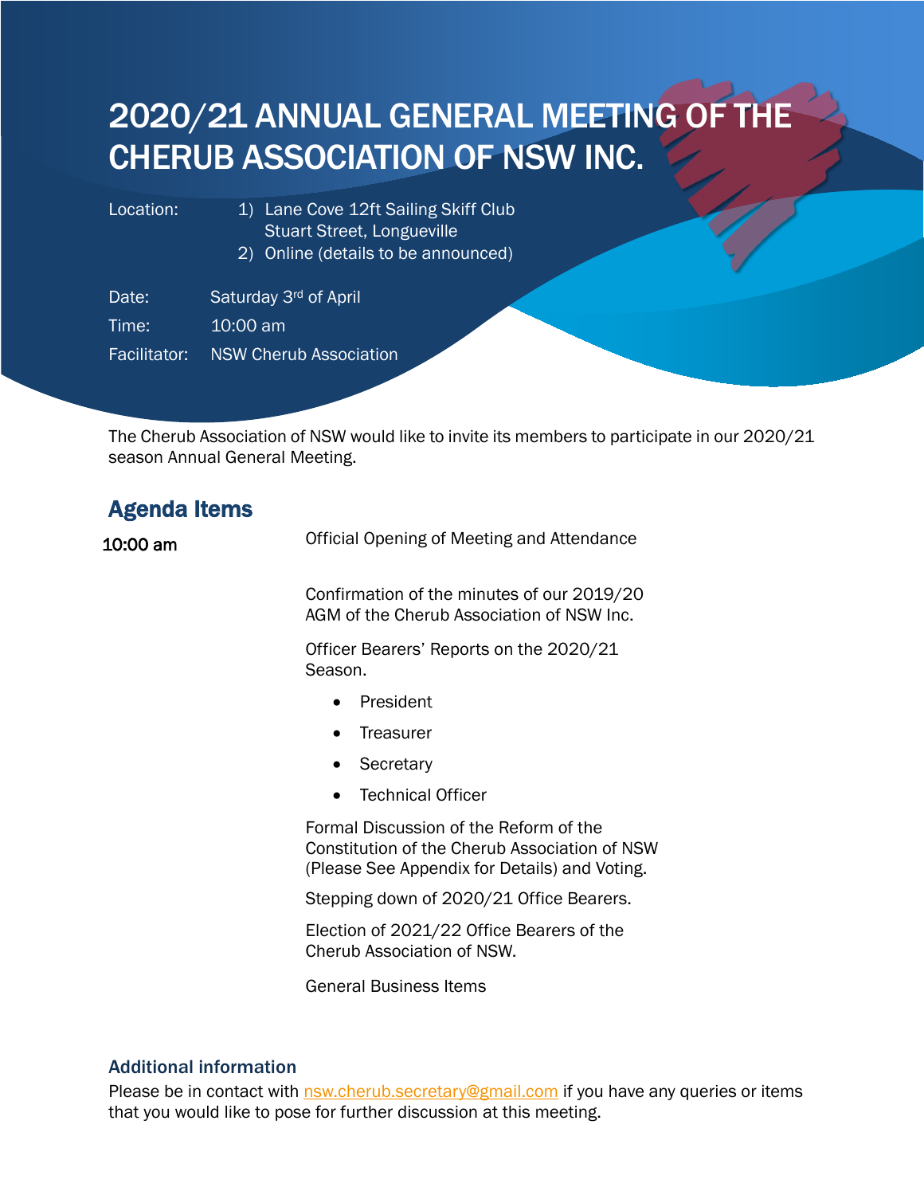# 2020/21 ANNUAL GENERAL MEETING OF THE CHERUB ASSOCIATION OF NSW INC.

Location: 1) Lane Cove 12ft Sailing Skiff Club
Stuart Street, Longueville
2) Online (details to be announced)

Date: Saturday 3rd of April

Time: 10:00 am

Facilitator: NSW Cherub Association

The Cherub Association of NSW would like to invite its members to participate in our 2020/21 season Annual General Meeting.

## Agenda Items

**10:00 am** Official Opening of Meeting and Attendance

Confirmation of the minutes of our 2019/20 AGM of the Cherub Association of NSW Inc.

Officer Bearers' Reports on the 2020/21 Season.

- President
- Treasurer
- Secretary
- Technical Officer

Formal Discussion of the Reform of the Constitution of the Cherub Association of NSW (Please See Appendix for Details) and Voting.

Stepping down of 2020/21 Office Bearers.

Election of 2021/22 Office Bearers of the Cherub Association of NSW.

General Business Items

### Additional information

Please be in contact with nsw.cherub.secretary@gmail.com if you have any queries or items that you would like to pose for further discussion at this meeting.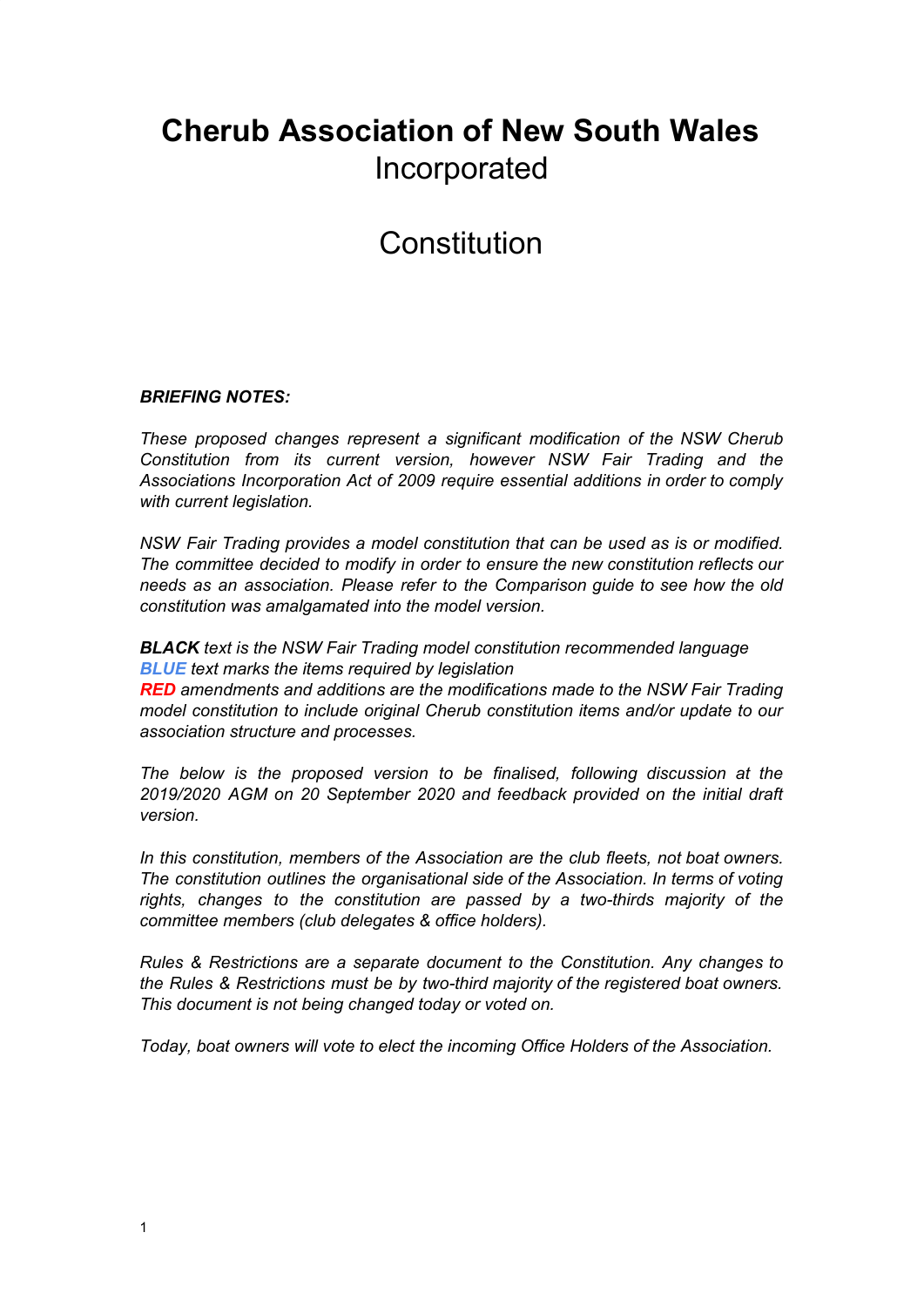# Cherub Association of New South Wales
Incorporated

# Constitution

***BRIEFING NOTES:***

*These proposed changes represent a significant modification of the NSW Cherub Constitution from its current version, however NSW Fair Trading and the Associations Incorporation Act of 2009 require essential additions in order to comply with current legislation.*

*NSW Fair Trading provides a model constitution that can be used as is or modified. The committee decided to modify in order to ensure the new constitution reflects our needs as an association. Please refer to the Comparison guide to see how the old constitution was amalgamated into the model version.*

***BLACK*** *text is the NSW Fair Trading model constitution recommended language*
***BLUE*** *text marks the items required by legislation*
***RED*** *amendments and additions are the modifications made to the NSW Fair Trading model constitution to include original Cherub constitution items and/or update to our association structure and processes.*

*The below is the proposed version to be finalised, following discussion at the 2019/2020 AGM on 20 September 2020 and feedback provided on the initial draft version.*

*In this constitution, members of the Association are the club fleets, not boat owners. The constitution outlines the organisational side of the Association. In terms of voting rights, changes to the constitution are passed by a two-thirds majority of the committee members (club delegates & office holders).*

*Rules & Restrictions are a separate document to the Constitution. Any changes to the Rules & Restrictions must be by two-third majority of the registered boat owners. This document is not being changed today or voted on.*

*Today, boat owners will vote to elect the incoming Office Holders of the Association.*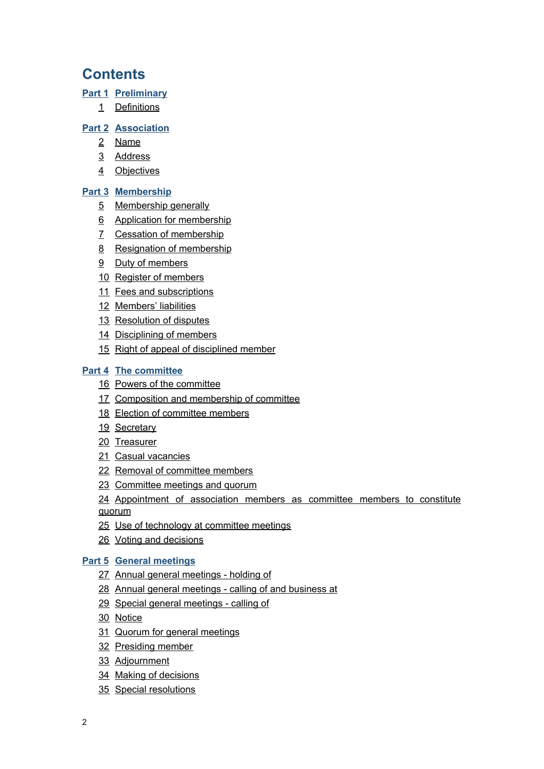# Contents

**Part 1 Preliminary**

1 Definitions

**Part 2 Association**

2 Name

3 Address

4 Objectives

**Part 3 Membership**

5 Membership generally

6 Application for membership

7 Cessation of membership

8 Resignation of membership

9 Duty of members

10 Register of members

11 Fees and subscriptions

12 Members' liabilities

13 Resolution of disputes

14 Disciplining of members

15 Right of appeal of disciplined member

**Part 4 The committee**

16 Powers of the committee

17 Composition and membership of committee

18 Election of committee members

19 Secretary

20 Treasurer

21 Casual vacancies

22 Removal of committee members

23 Committee meetings and quorum

24 Appointment of association members as committee members to constitute quorum

25 Use of technology at committee meetings

26 Voting and decisions

**Part 5 General meetings**

27 Annual general meetings - holding of

28 Annual general meetings - calling of and business at

29 Special general meetings - calling of

30 Notice

31 Quorum for general meetings

32 Presiding member

33 Adjournment

34 Making of decisions

35 Special resolutions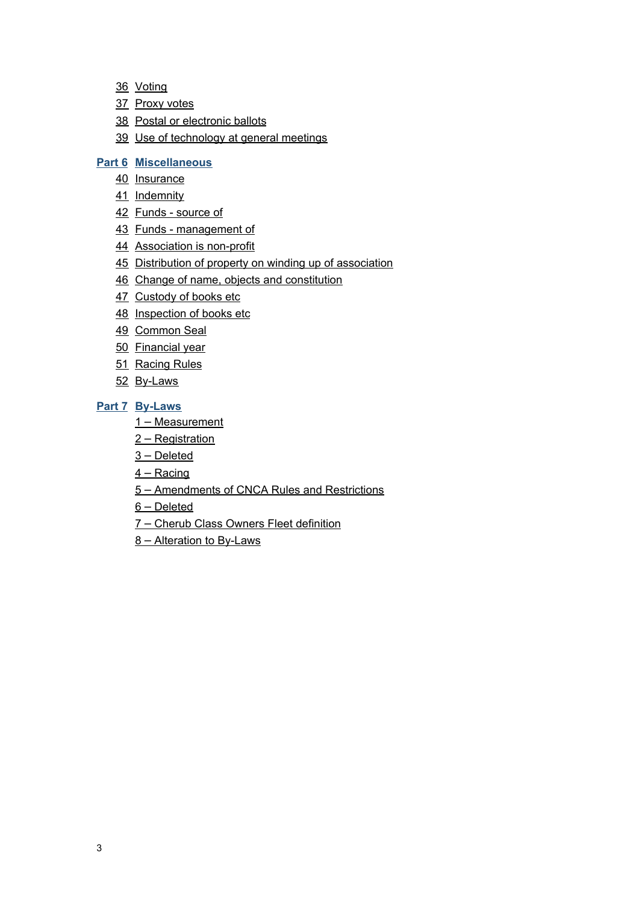- 36 Voting
- 37 Proxy votes
- 38 Postal or electronic ballots
- 39 Use of technology at general meetings

**Part 6 Miscellaneous**

- 40 Insurance
- 41 Indemnity
- 42 Funds - source of
- 43 Funds - management of
- 44 Association is non-profit
- 45 Distribution of property on winding up of association
- 46 Change of name, objects and constitution
- 47 Custody of books etc
- 48 Inspection of books etc
- 49 Common Seal
- 50 Financial year
- 51 Racing Rules
- 52 By-Laws

**Part 7 By-Laws**

- 1 – Measurement
- 2 – Registration
- 3 – Deleted
- 4 – Racing
- 5 – Amendments of CNCA Rules and Restrictions
- 6 – Deleted
- 7 – Cherub Class Owners Fleet definition
- 8 – Alteration to By-Laws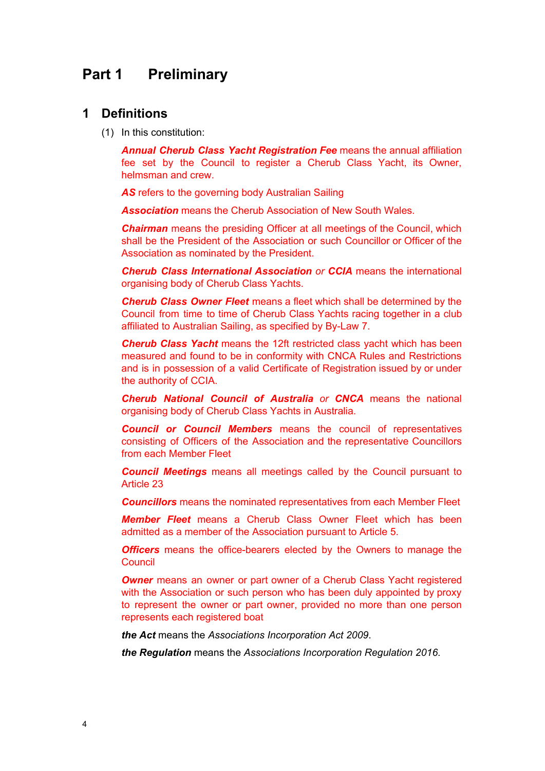# Part 1 Preliminary

## 1 Definitions

(1) In this constitution:

***Annual Cherub Class Yacht Registration Fee*** means the annual affiliation fee set by the Council to register a Cherub Class Yacht, its Owner, helmsman and crew.

***AS*** refers to the governing body Australian Sailing

***Association*** means the Cherub Association of New South Wales.

***Chairman*** means the presiding Officer at all meetings of the Council, which shall be the President of the Association or such Councillor or Officer of the Association as nominated by the President.

***Cherub Class International Association** or **CCIA*** means the international organising body of Cherub Class Yachts.

***Cherub Class Owner Fleet*** means a fleet which shall be determined by the Council from time to time of Cherub Class Yachts racing together in a club affiliated to Australian Sailing, as specified by By-Law 7.

***Cherub Class Yacht*** means the 12ft restricted class yacht which has been measured and found to be in conformity with CNCA Rules and Restrictions and is in possession of a valid Certificate of Registration issued by or under the authority of CCIA.

***Cherub National Council of Australia** or **CNCA*** means the national organising body of Cherub Class Yachts in Australia.

***Council or Council Members*** means the council of representatives consisting of Officers of the Association and the representative Councillors from each Member Fleet

***Council Meetings*** means all meetings called by the Council pursuant to Article 23

***Councillors*** means the nominated representatives from each Member Fleet

***Member Fleet*** means a Cherub Class Owner Fleet which has been admitted as a member of the Association pursuant to Article 5.

***Officers*** means the office-bearers elected by the Owners to manage the Council

***Owner*** means an owner or part owner of a Cherub Class Yacht registered with the Association or such person who has been duly appointed by proxy to represent the owner or part owner, provided no more than one person represents each registered boat

***the Act*** means the *Associations Incorporation Act 2009*.

***the Regulation*** means the *Associations Incorporation Regulation 2016*.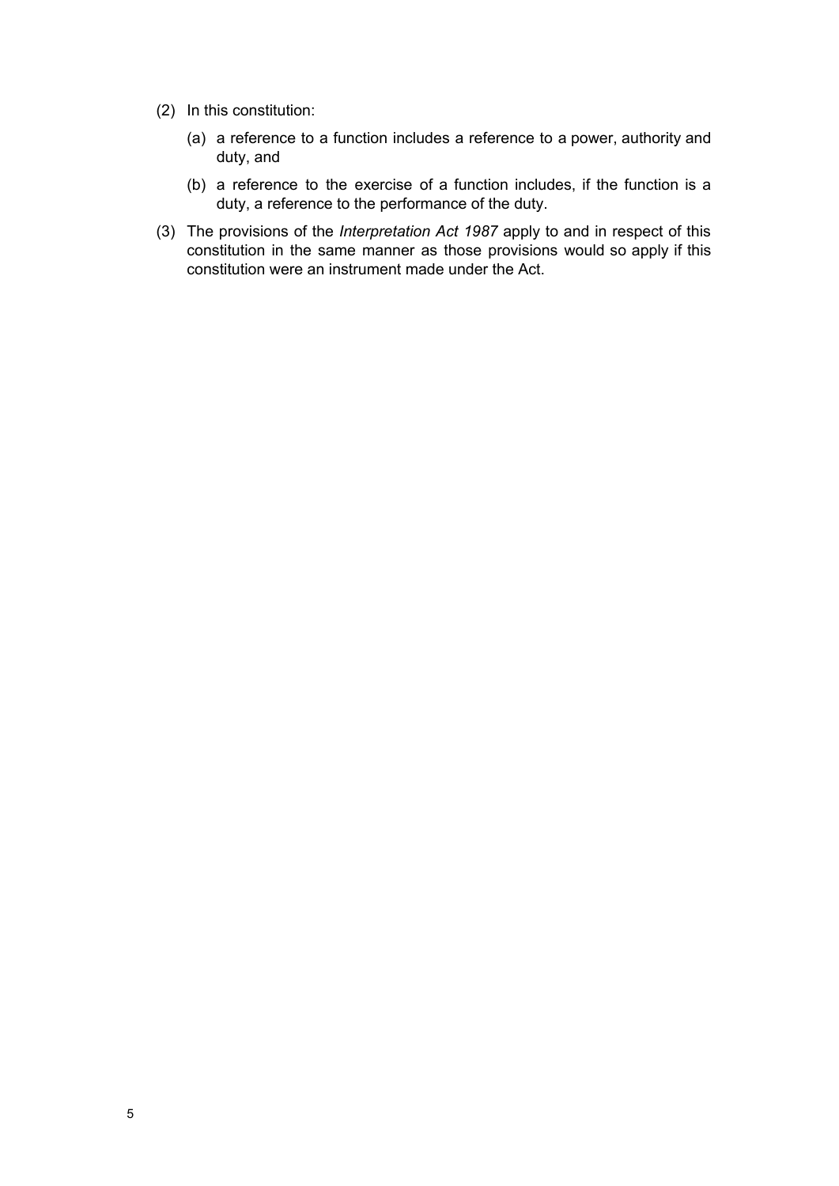(2) In this constitution:

   (a) a reference to a function includes a reference to a power, authority and duty, and

   (b) a reference to the exercise of a function includes, if the function is a duty, a reference to the performance of the duty.

(3) The provisions of the *Interpretation Act 1987* apply to and in respect of this constitution in the same manner as those provisions would so apply if this constitution were an instrument made under the Act.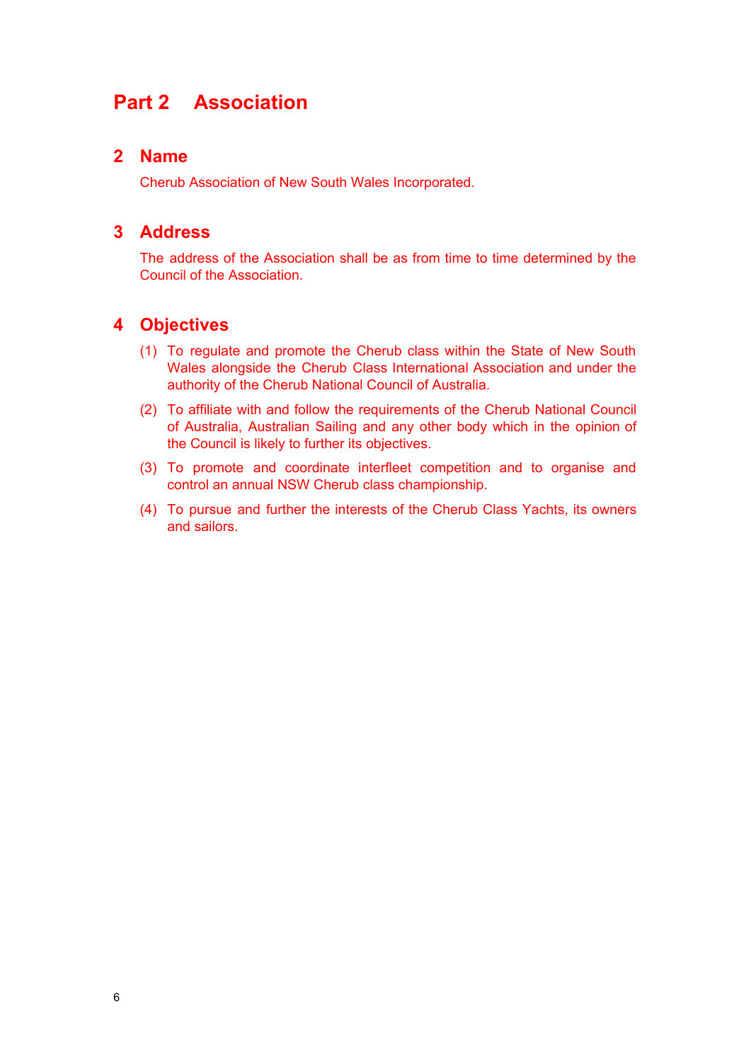# Part 2 Association

## 2 Name

Cherub Association of New South Wales Incorporated.

## 3 Address

The address of the Association shall be as from time to time determined by the Council of the Association.

## 4 Objectives

(1) To regulate and promote the Cherub class within the State of New South Wales alongside the Cherub Class International Association and under the authority of the Cherub National Council of Australia.

(2) To affiliate with and follow the requirements of the Cherub National Council of Australia, Australian Sailing and any other body which in the opinion of the Council is likely to further its objectives.

(3) To promote and coordinate interfleet competition and to organise and control an annual NSW Cherub class championship.

(4) To pursue and further the interests of the Cherub Class Yachts, its owners and sailors.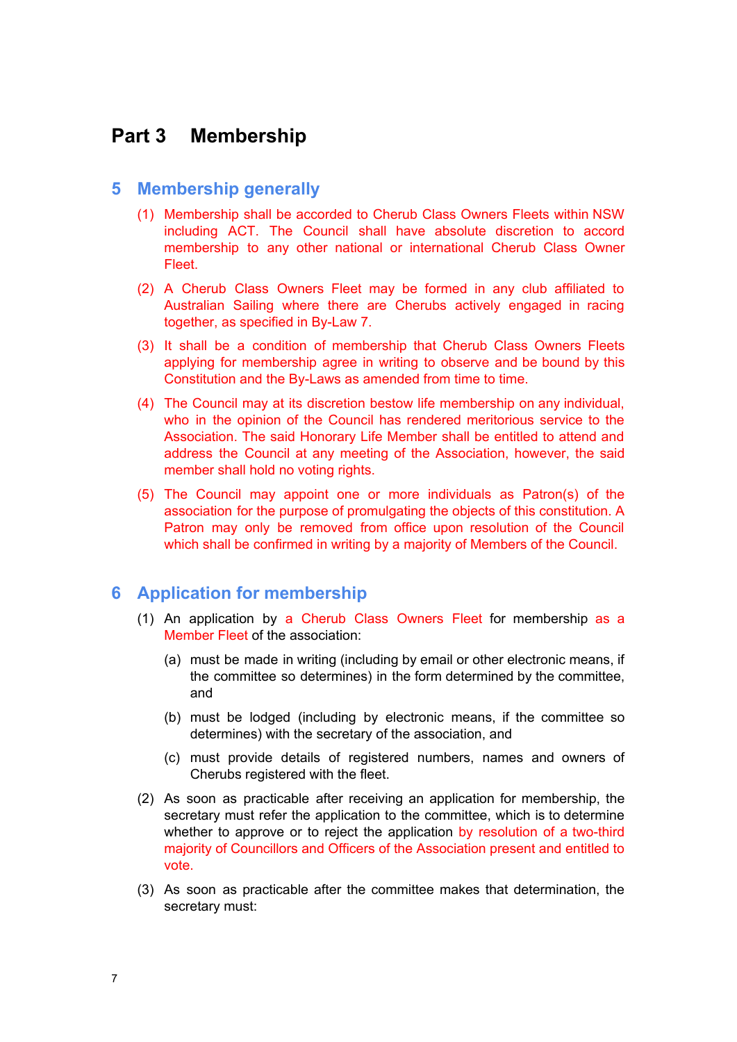# Part 3 Membership

## 5 Membership generally

(1) Membership shall be accorded to Cherub Class Owners Fleets within NSW including ACT. The Council shall have absolute discretion to accord membership to any other national or international Cherub Class Owner Fleet.

(2) A Cherub Class Owners Fleet may be formed in any club affiliated to Australian Sailing where there are Cherubs actively engaged in racing together, as specified in By-Law 7.

(3) It shall be a condition of membership that Cherub Class Owners Fleets applying for membership agree in writing to observe and be bound by this Constitution and the By-Laws as amended from time to time.

(4) The Council may at its discretion bestow life membership on any individual, who in the opinion of the Council has rendered meritorious service to the Association. The said Honorary Life Member shall be entitled to attend and address the Council at any meeting of the Association, however, the said member shall hold no voting rights.

(5) The Council may appoint one or more individuals as Patron(s) of the association for the purpose of promulgating the objects of this constitution. A Patron may only be removed from office upon resolution of the Council which shall be confirmed in writing by a majority of Members of the Council.

## 6 Application for membership

(1) An application by a Cherub Class Owners Fleet for membership as a Member Fleet of the association:

(a) must be made in writing (including by email or other electronic means, if the committee so determines) in the form determined by the committee, and

(b) must be lodged (including by electronic means, if the committee so determines) with the secretary of the association, and

(c) must provide details of registered numbers, names and owners of Cherubs registered with the fleet.

(2) As soon as practicable after receiving an application for membership, the secretary must refer the application to the committee, which is to determine whether to approve or to reject the application by resolution of a two-third majority of Councillors and Officers of the Association present and entitled to vote.

(3) As soon as practicable after the committee makes that determination, the secretary must: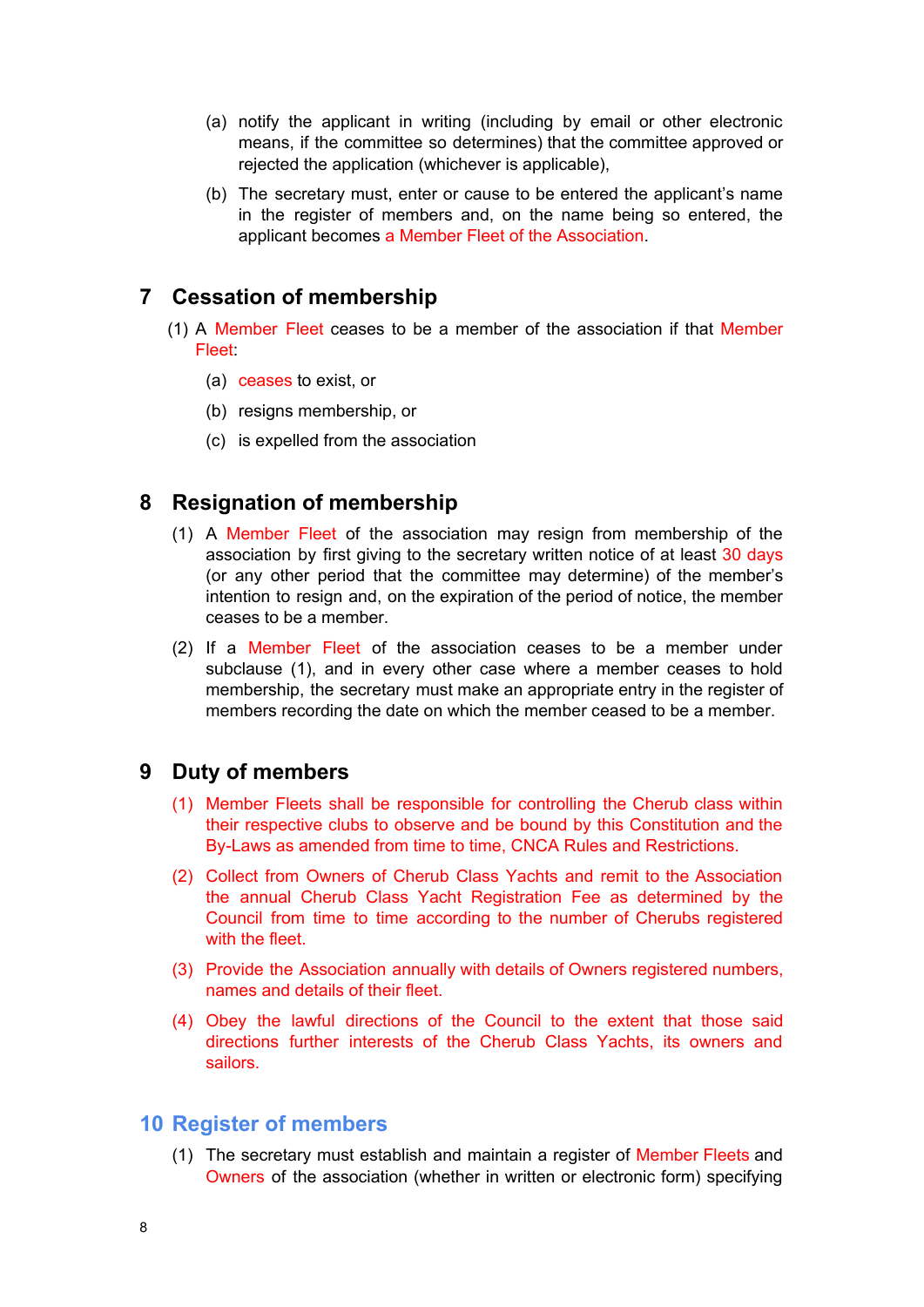(a) notify the applicant in writing (including by email or other electronic means, if the committee so determines) that the committee approved or rejected the application (whichever is applicable),

(b) The secretary must, enter or cause to be entered the applicant's name in the register of members and, on the name being so entered, the applicant becomes a Member Fleet of the Association.

## 7 Cessation of membership

(1) A Member Fleet ceases to be a member of the association if that Member Fleet:

(a) ceases to exist, or

(b) resigns membership, or

(c) is expelled from the association

## 8 Resignation of membership

(1) A Member Fleet of the association may resign from membership of the association by first giving to the secretary written notice of at least 30 days (or any other period that the committee may determine) of the member's intention to resign and, on the expiration of the period of notice, the member ceases to be a member.

(2) If a Member Fleet of the association ceases to be a member under subclause (1), and in every other case where a member ceases to hold membership, the secretary must make an appropriate entry in the register of members recording the date on which the member ceased to be a member.

## 9 Duty of members

(1) Member Fleets shall be responsible for controlling the Cherub class within their respective clubs to observe and be bound by this Constitution and the By-Laws as amended from time to time, CNCA Rules and Restrictions.

(2) Collect from Owners of Cherub Class Yachts and remit to the Association the annual Cherub Class Yacht Registration Fee as determined by the Council from time to time according to the number of Cherubs registered with the fleet.

(3) Provide the Association annually with details of Owners registered numbers, names and details of their fleet.

(4) Obey the lawful directions of the Council to the extent that those said directions further interests of the Cherub Class Yachts, its owners and sailors.

## 10 Register of members

(1) The secretary must establish and maintain a register of Member Fleets and Owners of the association (whether in written or electronic form) specifying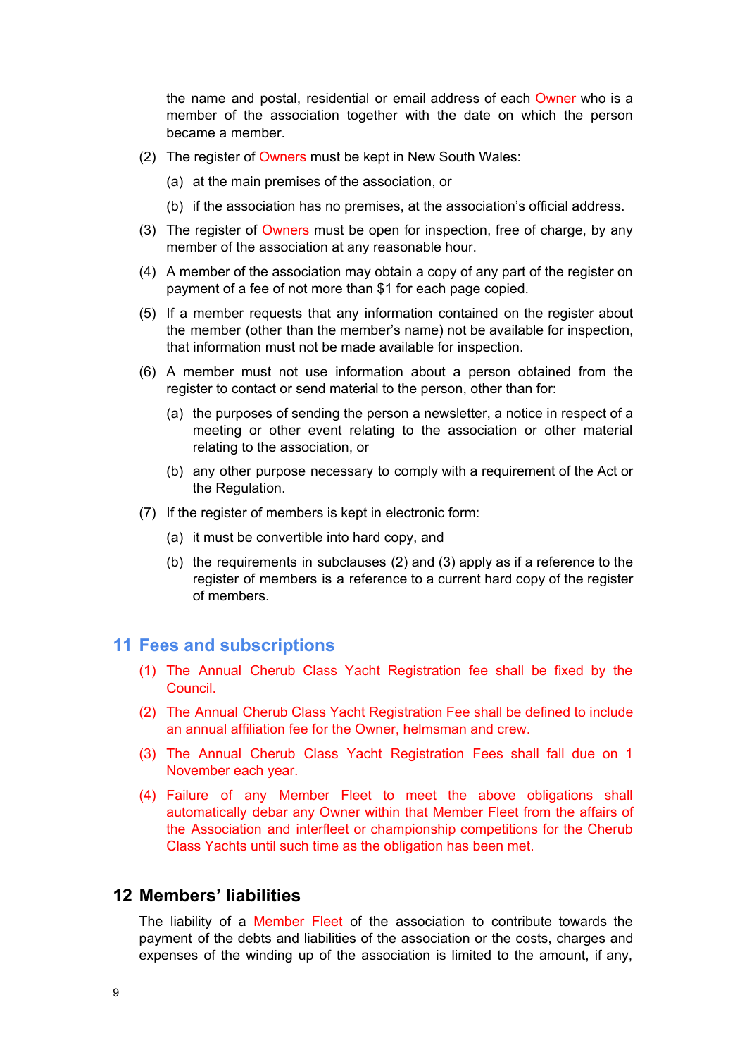the name and postal, residential or email address of each Owner who is a member of the association together with the date on which the person became a member.

(2) The register of Owners must be kept in New South Wales:

(a) at the main premises of the association, or

(b) if the association has no premises, at the association's official address.

(3) The register of Owners must be open for inspection, free of charge, by any member of the association at any reasonable hour.

(4) A member of the association may obtain a copy of any part of the register on payment of a fee of not more than $1 for each page copied.

(5) If a member requests that any information contained on the register about the member (other than the member's name) not be available for inspection, that information must not be made available for inspection.

(6) A member must not use information about a person obtained from the register to contact or send material to the person, other than for:

(a) the purposes of sending the person a newsletter, a notice in respect of a meeting or other event relating to the association or other material relating to the association, or

(b) any other purpose necessary to comply with a requirement of the Act or the Regulation.

(7) If the register of members is kept in electronic form:

(a) it must be convertible into hard copy, and

(b) the requirements in subclauses (2) and (3) apply as if a reference to the register of members is a reference to a current hard copy of the register of members.

## 11 Fees and subscriptions

(1) The Annual Cherub Class Yacht Registration fee shall be fixed by the Council.

(2) The Annual Cherub Class Yacht Registration Fee shall be defined to include an annual affiliation fee for the Owner, helmsman and crew.

(3) The Annual Cherub Class Yacht Registration Fees shall fall due on 1 November each year.

(4) Failure of any Member Fleet to meet the above obligations shall automatically debar any Owner within that Member Fleet from the affairs of the Association and interfleet or championship competitions for the Cherub Class Yachts until such time as the obligation has been met.

## 12 Members' liabilities

The liability of a Member Fleet of the association to contribute towards the payment of the debts and liabilities of the association or the costs, charges and expenses of the winding up of the association is limited to the amount, if any,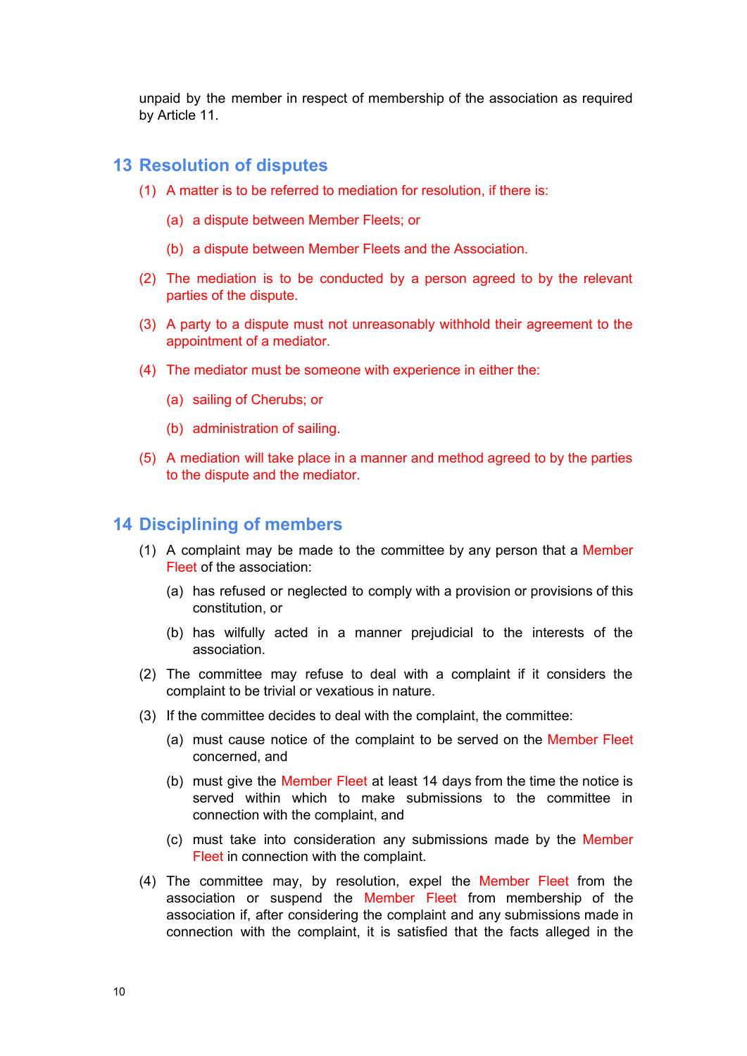unpaid by the member in respect of membership of the association as required by Article 11.

## 13 Resolution of disputes

(1) A matter is to be referred to mediation for resolution, if there is:

(a) a dispute between Member Fleets; or

(b) a dispute between Member Fleets and the Association.

(2) The mediation is to be conducted by a person agreed to by the relevant parties of the dispute.

(3) A party to a dispute must not unreasonably withhold their agreement to the appointment of a mediator.

(4) The mediator must be someone with experience in either the:

(a) sailing of Cherubs; or

(b) administration of sailing.

(5) A mediation will take place in a manner and method agreed to by the parties to the dispute and the mediator.

## 14 Disciplining of members

(1) A complaint may be made to the committee by any person that a Member Fleet of the association:

(a) has refused or neglected to comply with a provision or provisions of this constitution, or

(b) has wilfully acted in a manner prejudicial to the interests of the association.

(2) The committee may refuse to deal with a complaint if it considers the complaint to be trivial or vexatious in nature.

(3) If the committee decides to deal with the complaint, the committee:

(a) must cause notice of the complaint to be served on the Member Fleet concerned, and

(b) must give the Member Fleet at least 14 days from the time the notice is served within which to make submissions to the committee in connection with the complaint, and

(c) must take into consideration any submissions made by the Member Fleet in connection with the complaint.

(4) The committee may, by resolution, expel the Member Fleet from the association or suspend the Member Fleet from membership of the association if, after considering the complaint and any submissions made in connection with the complaint, it is satisfied that the facts alleged in the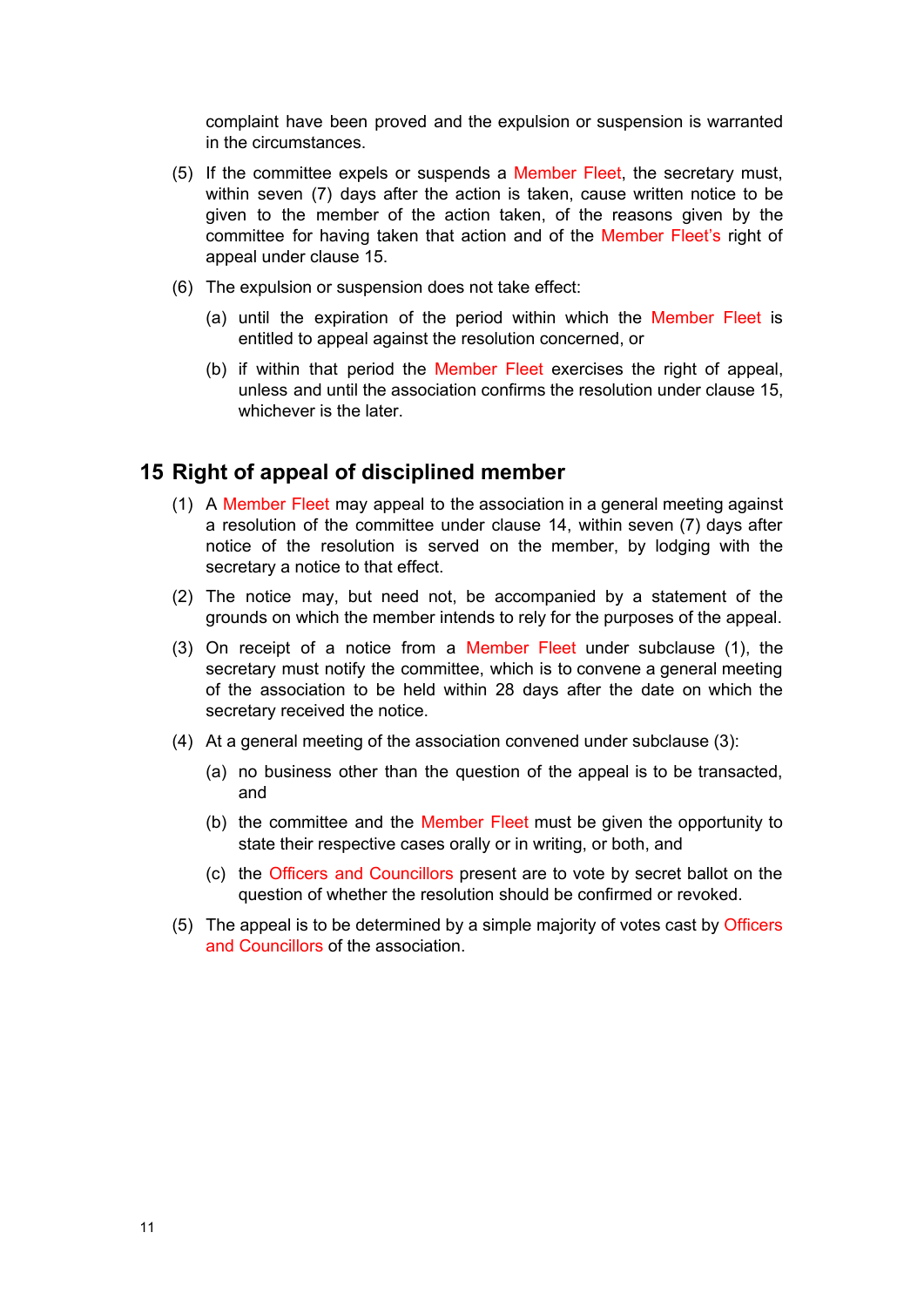complaint have been proved and the expulsion or suspension is warranted in the circumstances.

(5) If the committee expels or suspends a Member Fleet, the secretary must, within seven (7) days after the action is taken, cause written notice to be given to the member of the action taken, of the reasons given by the committee for having taken that action and of the Member Fleet's right of appeal under clause 15.

(6) The expulsion or suspension does not take effect:

(a) until the expiration of the period within which the Member Fleet is entitled to appeal against the resolution concerned, or

(b) if within that period the Member Fleet exercises the right of appeal, unless and until the association confirms the resolution under clause 15, whichever is the later.

## 15 Right of appeal of disciplined member

(1) A Member Fleet may appeal to the association in a general meeting against a resolution of the committee under clause 14, within seven (7) days after notice of the resolution is served on the member, by lodging with the secretary a notice to that effect.

(2) The notice may, but need not, be accompanied by a statement of the grounds on which the member intends to rely for the purposes of the appeal.

(3) On receipt of a notice from a Member Fleet under subclause (1), the secretary must notify the committee, which is to convene a general meeting of the association to be held within 28 days after the date on which the secretary received the notice.

(4) At a general meeting of the association convened under subclause (3):

(a) no business other than the question of the appeal is to be transacted, and

(b) the committee and the Member Fleet must be given the opportunity to state their respective cases orally or in writing, or both, and

(c) the Officers and Councillors present are to vote by secret ballot on the question of whether the resolution should be confirmed or revoked.

(5) The appeal is to be determined by a simple majority of votes cast by Officers and Councillors of the association.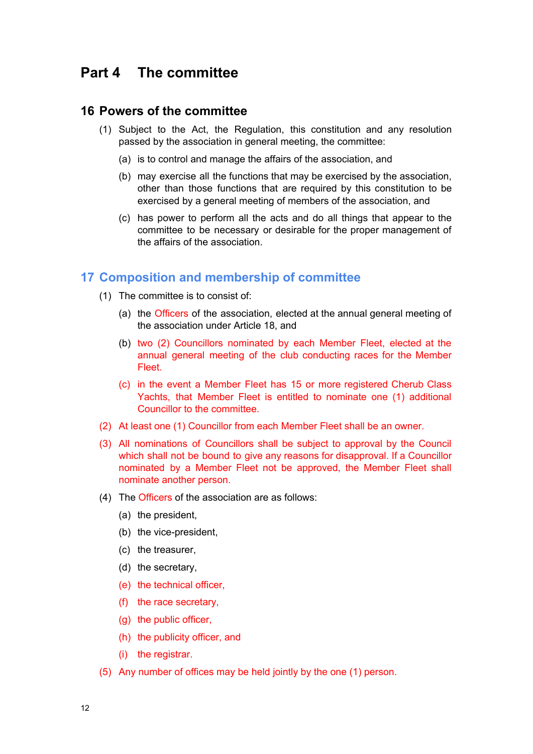# Part 4 The committee

## 16 Powers of the committee

(1) Subject to the Act, the Regulation, this constitution and any resolution passed by the association in general meeting, the committee:

(a) is to control and manage the affairs of the association, and

(b) may exercise all the functions that may be exercised by the association, other than those functions that are required by this constitution to be exercised by a general meeting of members of the association, and

(c) has power to perform all the acts and do all things that appear to the committee to be necessary or desirable for the proper management of the affairs of the association.

## 17 Composition and membership of committee

(1) The committee is to consist of:

(a) the Officers of the association, elected at the annual general meeting of the association under Article 18, and

(b) two (2) Councillors nominated by each Member Fleet, elected at the annual general meeting of the club conducting races for the Member Fleet.

(c) in the event a Member Fleet has 15 or more registered Cherub Class Yachts, that Member Fleet is entitled to nominate one (1) additional Councillor to the committee.

(2) At least one (1) Councillor from each Member Fleet shall be an owner.

(3) All nominations of Councillors shall be subject to approval by the Council which shall not be bound to give any reasons for disapproval. If a Councillor nominated by a Member Fleet not be approved, the Member Fleet shall nominate another person.

(4) The Officers of the association are as follows:

(a) the president,

(b) the vice-president,

(c) the treasurer,

(d) the secretary,

(e) the technical officer,

(f) the race secretary,

(g) the public officer,

(h) the publicity officer, and

(i) the registrar.

(5) Any number of offices may be held jointly by the one (1) person.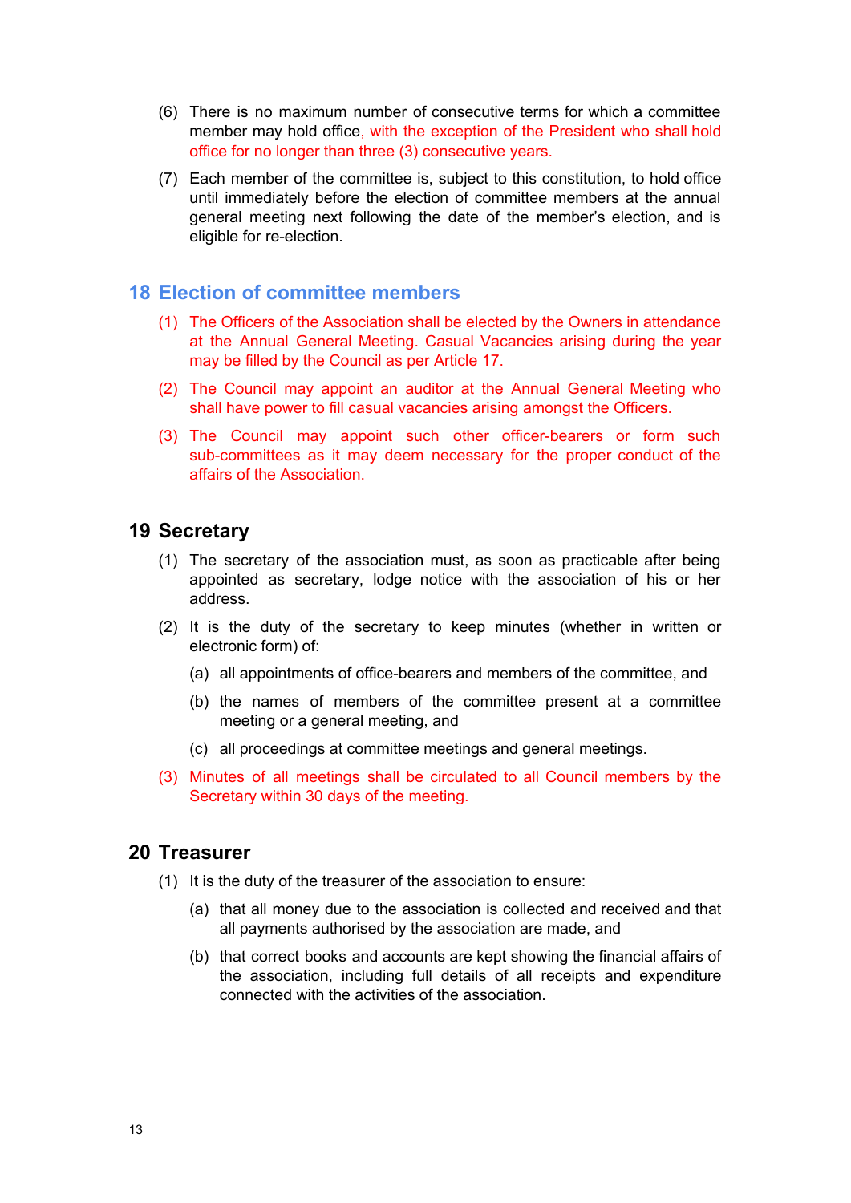(6) There is no maximum number of consecutive terms for which a committee member may hold office, with the exception of the President who shall hold office for no longer than three (3) consecutive years.

(7) Each member of the committee is, subject to this constitution, to hold office until immediately before the election of committee members at the annual general meeting next following the date of the member's election, and is eligible for re-election.

## 18 Election of committee members

(1) The Officers of the Association shall be elected by the Owners in attendance at the Annual General Meeting. Casual Vacancies arising during the year may be filled by the Council as per Article 17.

(2) The Council may appoint an auditor at the Annual General Meeting who shall have power to fill casual vacancies arising amongst the Officers.

(3) The Council may appoint such other officer-bearers or form such sub-committees as it may deem necessary for the proper conduct of the affairs of the Association.

## 19 Secretary

(1) The secretary of the association must, as soon as practicable after being appointed as secretary, lodge notice with the association of his or her address.

(2) It is the duty of the secretary to keep minutes (whether in written or electronic form) of:

(a) all appointments of office-bearers and members of the committee, and

(b) the names of members of the committee present at a committee meeting or a general meeting, and

(c) all proceedings at committee meetings and general meetings.

(3) Minutes of all meetings shall be circulated to all Council members by the Secretary within 30 days of the meeting.

## 20 Treasurer

(1) It is the duty of the treasurer of the association to ensure:

(a) that all money due to the association is collected and received and that all payments authorised by the association are made, and

(b) that correct books and accounts are kept showing the financial affairs of the association, including full details of all receipts and expenditure connected with the activities of the association.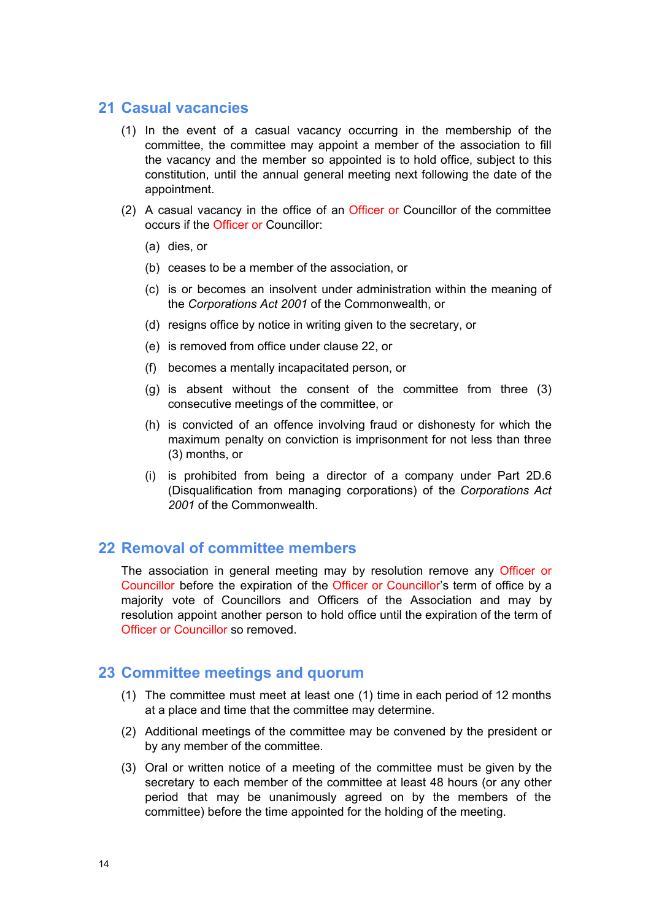## 21 Casual vacancies

(1) In the event of a casual vacancy occurring in the membership of the committee, the committee may appoint a member of the association to fill the vacancy and the member so appointed is to hold office, subject to this constitution, until the annual general meeting next following the date of the appointment.

(2) A casual vacancy in the office of an Officer or Councillor of the committee occurs if the Officer or Councillor:

(a) dies, or

(b) ceases to be a member of the association, or

(c) is or becomes an insolvent under administration within the meaning of the *Corporations Act 2001* of the Commonwealth, or

(d) resigns office by notice in writing given to the secretary, or

(e) is removed from office under clause 22, or

(f) becomes a mentally incapacitated person, or

(g) is absent without the consent of the committee from three (3) consecutive meetings of the committee, or

(h) is convicted of an offence involving fraud or dishonesty for which the maximum penalty on conviction is imprisonment for not less than three (3) months, or

(i) is prohibited from being a director of a company under Part 2D.6 (Disqualification from managing corporations) of the *Corporations Act 2001* of the Commonwealth.

## 22 Removal of committee members

The association in general meeting may by resolution remove any Officer or Councillor before the expiration of the Officer or Councillor's term of office by a majority vote of Councillors and Officers of the Association and may by resolution appoint another person to hold office until the expiration of the term of Officer or Councillor so removed.

## 23 Committee meetings and quorum

(1) The committee must meet at least one (1) time in each period of 12 months at a place and time that the committee may determine.

(2) Additional meetings of the committee may be convened by the president or by any member of the committee.

(3) Oral or written notice of a meeting of the committee must be given by the secretary to each member of the committee at least 48 hours (or any other period that may be unanimously agreed on by the members of the committee) before the time appointed for the holding of the meeting.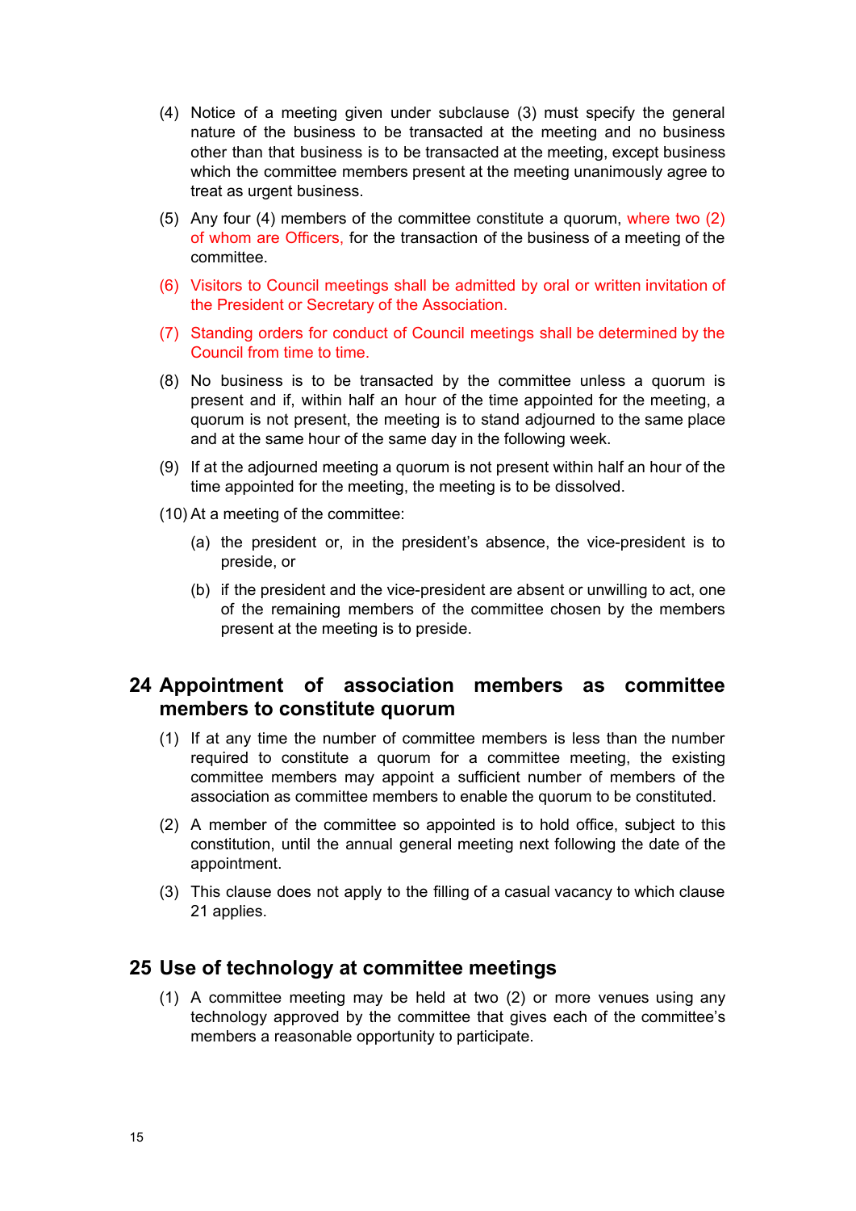(4) Notice of a meeting given under subclause (3) must specify the general nature of the business to be transacted at the meeting and no business other than that business is to be transacted at the meeting, except business which the committee members present at the meeting unanimously agree to treat as urgent business.

(5) Any four (4) members of the committee constitute a quorum, where two (2) of whom are Officers, for the transaction of the business of a meeting of the committee.

(6) Visitors to Council meetings shall be admitted by oral or written invitation of the President or Secretary of the Association.

(7) Standing orders for conduct of Council meetings shall be determined by the Council from time to time.

(8) No business is to be transacted by the committee unless a quorum is present and if, within half an hour of the time appointed for the meeting, a quorum is not present, the meeting is to stand adjourned to the same place and at the same hour of the same day in the following week.

(9) If at the adjourned meeting a quorum is not present within half an hour of the time appointed for the meeting, the meeting is to be dissolved.

(10) At a meeting of the committee:

(a) the president or, in the president's absence, the vice-president is to preside, or

(b) if the president and the vice-president are absent or unwilling to act, one of the remaining members of the committee chosen by the members present at the meeting is to preside.

## 24 Appointment of association members as committee members to constitute quorum

(1) If at any time the number of committee members is less than the number required to constitute a quorum for a committee meeting, the existing committee members may appoint a sufficient number of members of the association as committee members to enable the quorum to be constituted.

(2) A member of the committee so appointed is to hold office, subject to this constitution, until the annual general meeting next following the date of the appointment.

(3) This clause does not apply to the filling of a casual vacancy to which clause 21 applies.

## 25 Use of technology at committee meetings

(1) A committee meeting may be held at two (2) or more venues using any technology approved by the committee that gives each of the committee's members a reasonable opportunity to participate.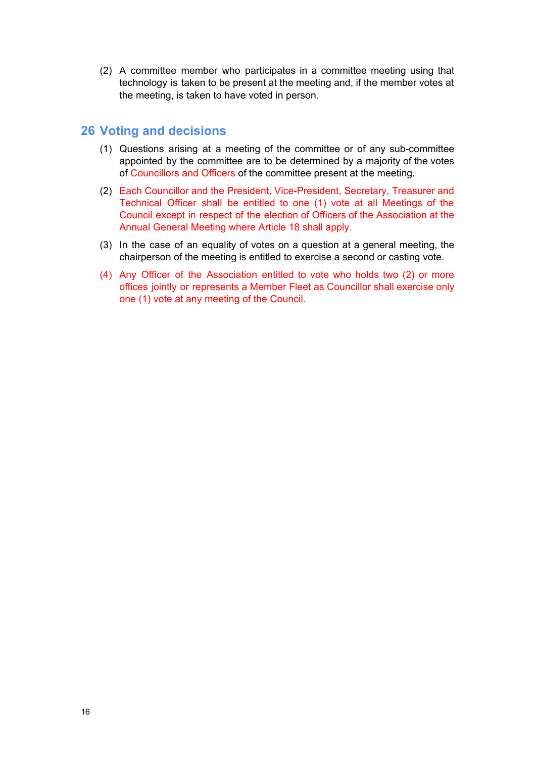(2) A committee member who participates in a committee meeting using that technology is taken to be present at the meeting and, if the member votes at the meeting, is taken to have voted in person.

## 26 Voting and decisions

(1) Questions arising at a meeting of the committee or of any sub-committee appointed by the committee are to be determined by a majority of the votes of Councillors and Officers of the committee present at the meeting.

(2) Each Councillor and the President, Vice-President, Secretary, Treasurer and Technical Officer shall be entitled to one (1) vote at all Meetings of the Council except in respect of the election of Officers of the Association at the Annual General Meeting where Article 18 shall apply.

(3) In the case of an equality of votes on a question at a general meeting, the chairperson of the meeting is entitled to exercise a second or casting vote.

(4) Any Officer of the Association entitled to vote who holds two (2) or more offices jointly or represents a Member Fleet as Councillor shall exercise only one (1) vote at any meeting of the Council.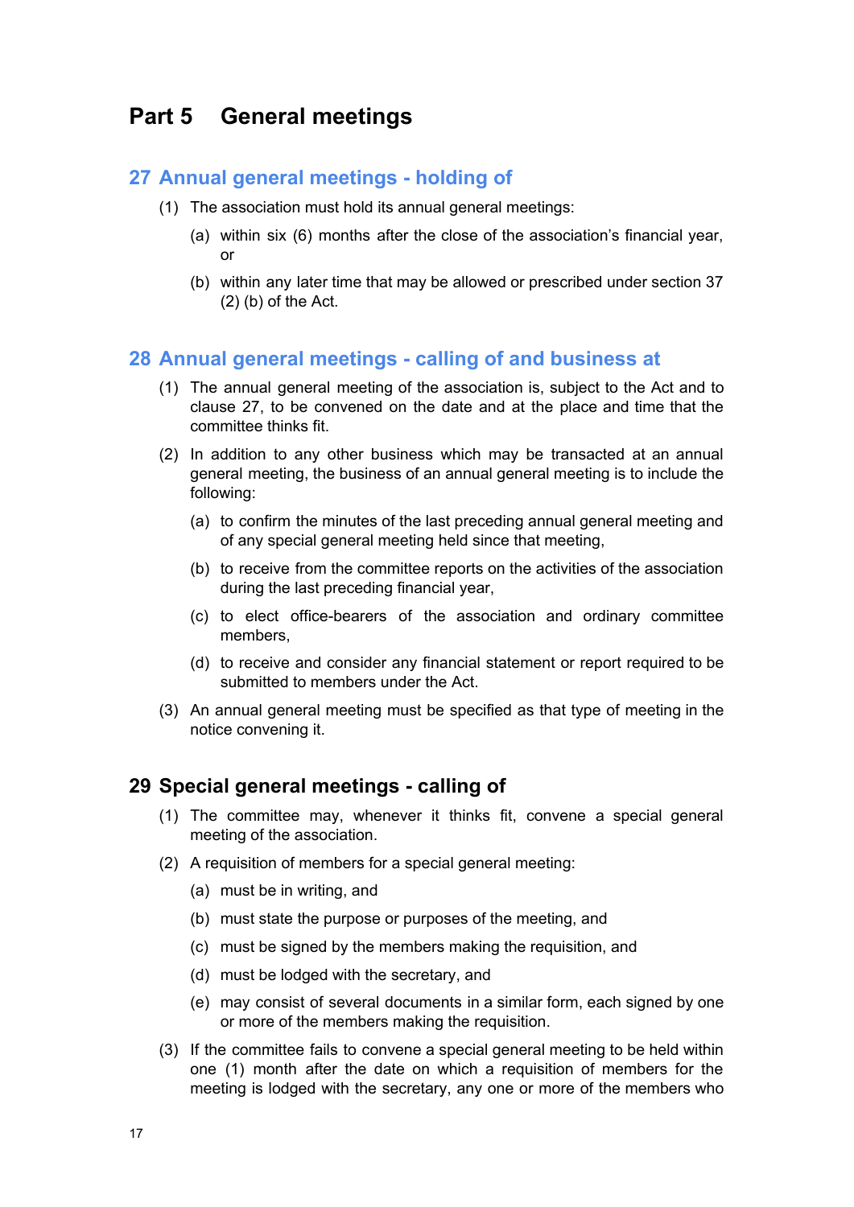# Part 5 General meetings

## 27 Annual general meetings - holding of

(1) The association must hold its annual general meetings:

(a) within six (6) months after the close of the association's financial year, or

(b) within any later time that may be allowed or prescribed under section 37 (2) (b) of the Act.

## 28 Annual general meetings - calling of and business at

(1) The annual general meeting of the association is, subject to the Act and to clause 27, to be convened on the date and at the place and time that the committee thinks fit.

(2) In addition to any other business which may be transacted at an annual general meeting, the business of an annual general meeting is to include the following:

(a) to confirm the minutes of the last preceding annual general meeting and of any special general meeting held since that meeting,

(b) to receive from the committee reports on the activities of the association during the last preceding financial year,

(c) to elect office-bearers of the association and ordinary committee members,

(d) to receive and consider any financial statement or report required to be submitted to members under the Act.

(3) An annual general meeting must be specified as that type of meeting in the notice convening it.

## 29 Special general meetings - calling of

(1) The committee may, whenever it thinks fit, convene a special general meeting of the association.

(2) A requisition of members for a special general meeting:

(a) must be in writing, and

(b) must state the purpose or purposes of the meeting, and

(c) must be signed by the members making the requisition, and

(d) must be lodged with the secretary, and

(e) may consist of several documents in a similar form, each signed by one or more of the members making the requisition.

(3) If the committee fails to convene a special general meeting to be held within one (1) month after the date on which a requisition of members for the meeting is lodged with the secretary, any one or more of the members who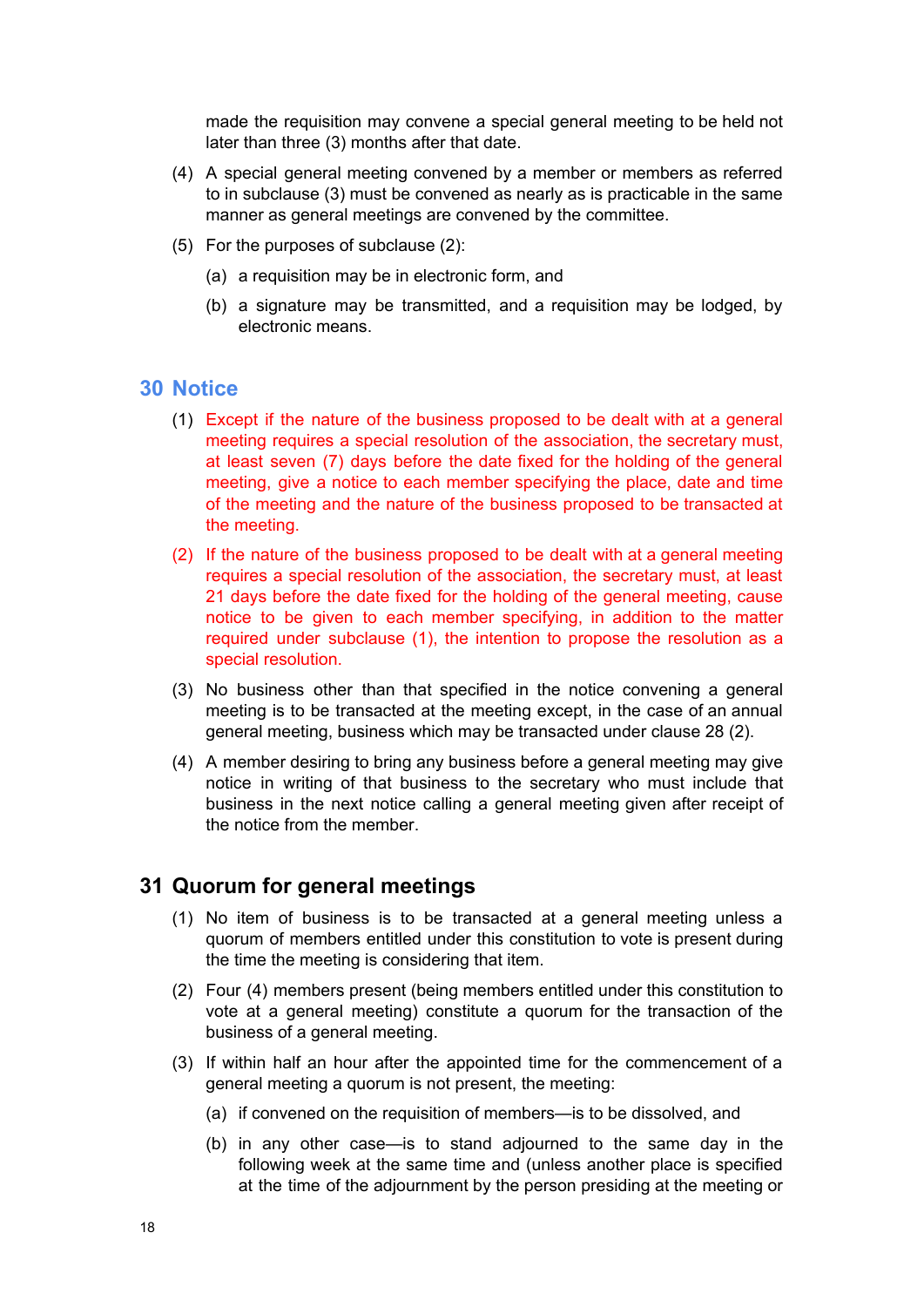made the requisition may convene a special general meeting to be held not later than three (3) months after that date.

(4) A special general meeting convened by a member or members as referred to in subclause (3) must be convened as nearly as is practicable in the same manner as general meetings are convened by the committee.

(5) For the purposes of subclause (2):

(a) a requisition may be in electronic form, and

(b) a signature may be transmitted, and a requisition may be lodged, by electronic means.

## 30 Notice

(1) Except if the nature of the business proposed to be dealt with at a general meeting requires a special resolution of the association, the secretary must, at least seven (7) days before the date fixed for the holding of the general meeting, give a notice to each member specifying the place, date and time of the meeting and the nature of the business proposed to be transacted at the meeting.

(2) If the nature of the business proposed to be dealt with at a general meeting requires a special resolution of the association, the secretary must, at least 21 days before the date fixed for the holding of the general meeting, cause notice to be given to each member specifying, in addition to the matter required under subclause (1), the intention to propose the resolution as a special resolution.

(3) No business other than that specified in the notice convening a general meeting is to be transacted at the meeting except, in the case of an annual general meeting, business which may be transacted under clause 28 (2).

(4) A member desiring to bring any business before a general meeting may give notice in writing of that business to the secretary who must include that business in the next notice calling a general meeting given after receipt of the notice from the member.

## 31 Quorum for general meetings

(1) No item of business is to be transacted at a general meeting unless a quorum of members entitled under this constitution to vote is present during the time the meeting is considering that item.

(2) Four (4) members present (being members entitled under this constitution to vote at a general meeting) constitute a quorum for the transaction of the business of a general meeting.

(3) If within half an hour after the appointed time for the commencement of a general meeting a quorum is not present, the meeting:

(a) if convened on the requisition of members—is to be dissolved, and

(b) in any other case—is to stand adjourned to the same day in the following week at the same time and (unless another place is specified at the time of the adjournment by the person presiding at the meeting or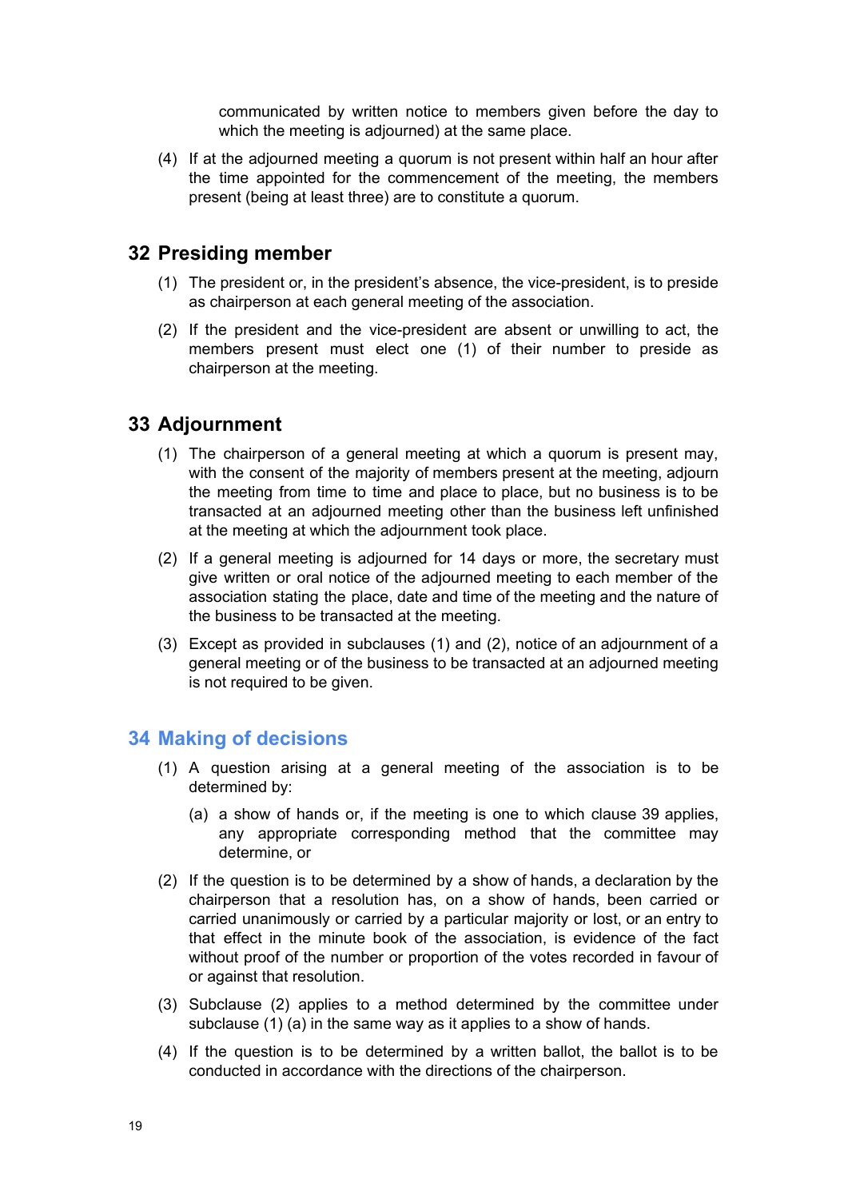communicated by written notice to members given before the day to which the meeting is adjourned) at the same place.

(4) If at the adjourned meeting a quorum is not present within half an hour after the time appointed for the commencement of the meeting, the members present (being at least three) are to constitute a quorum.

## 32 Presiding member

(1) The president or, in the president's absence, the vice-president, is to preside as chairperson at each general meeting of the association.

(2) If the president and the vice-president are absent or unwilling to act, the members present must elect one (1) of their number to preside as chairperson at the meeting.

## 33 Adjournment

(1) The chairperson of a general meeting at which a quorum is present may, with the consent of the majority of members present at the meeting, adjourn the meeting from time to time and place to place, but no business is to be transacted at an adjourned meeting other than the business left unfinished at the meeting at which the adjournment took place.

(2) If a general meeting is adjourned for 14 days or more, the secretary must give written or oral notice of the adjourned meeting to each member of the association stating the place, date and time of the meeting and the nature of the business to be transacted at the meeting.

(3) Except as provided in subclauses (1) and (2), notice of an adjournment of a general meeting or of the business to be transacted at an adjourned meeting is not required to be given.

## 34 Making of decisions

(1) A question arising at a general meeting of the association is to be determined by:

   (a) a show of hands or, if the meeting is one to which clause 39 applies, any appropriate corresponding method that the committee may determine, or

(2) If the question is to be determined by a show of hands, a declaration by the chairperson that a resolution has, on a show of hands, been carried or carried unanimously or carried by a particular majority or lost, or an entry to that effect in the minute book of the association, is evidence of the fact without proof of the number or proportion of the votes recorded in favour of or against that resolution.

(3) Subclause (2) applies to a method determined by the committee under subclause (1) (a) in the same way as it applies to a show of hands.

(4) If the question is to be determined by a written ballot, the ballot is to be conducted in accordance with the directions of the chairperson.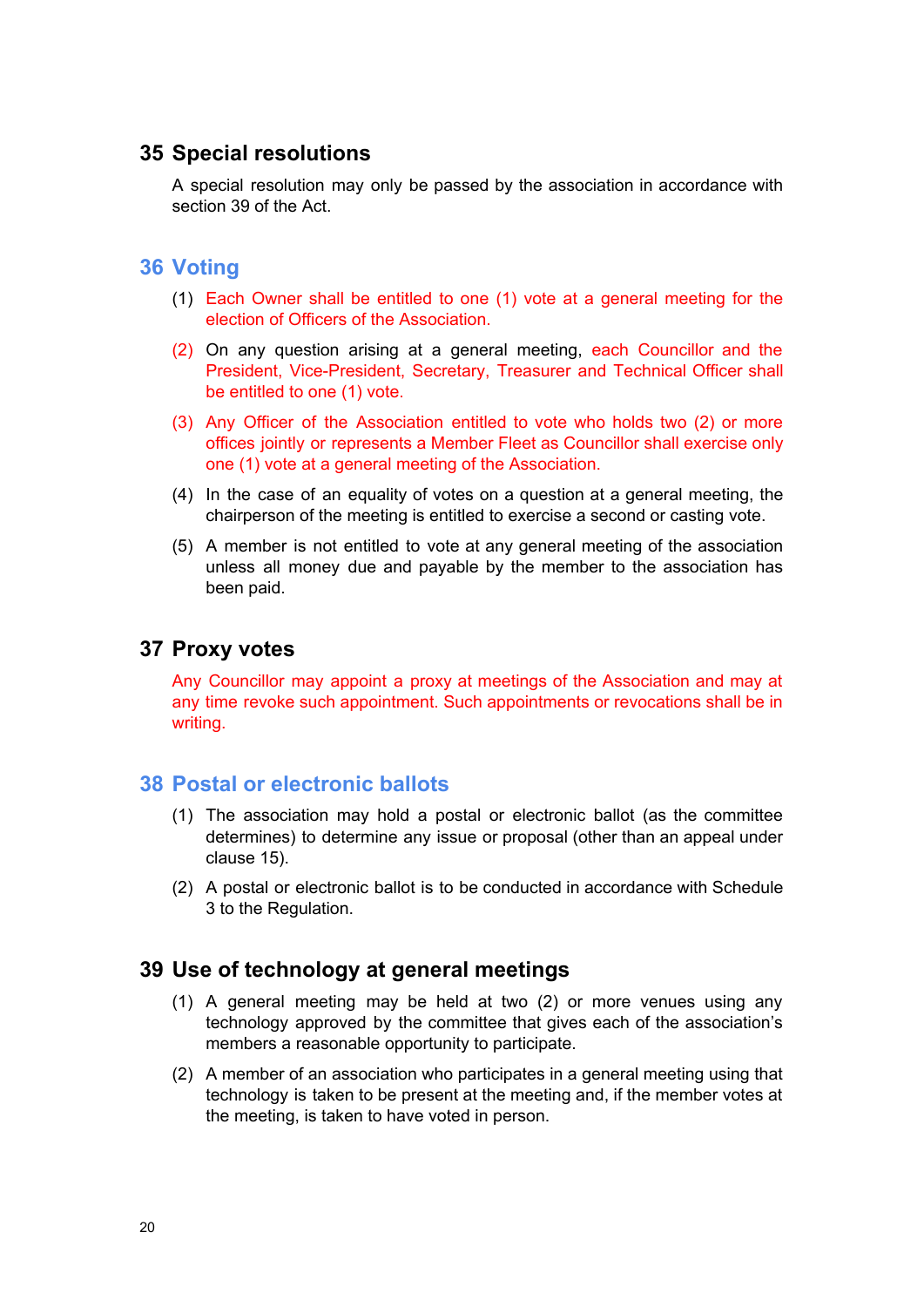## 35 Special resolutions

A special resolution may only be passed by the association in accordance with section 39 of the Act.

## 36 Voting

(1) Each Owner shall be entitled to one (1) vote at a general meeting for the election of Officers of the Association.

(2) On any question arising at a general meeting, each Councillor and the President, Vice-President, Secretary, Treasurer and Technical Officer shall be entitled to one (1) vote.

(3) Any Officer of the Association entitled to vote who holds two (2) or more offices jointly or represents a Member Fleet as Councillor shall exercise only one (1) vote at a general meeting of the Association.

(4) In the case of an equality of votes on a question at a general meeting, the chairperson of the meeting is entitled to exercise a second or casting vote.

(5) A member is not entitled to vote at any general meeting of the association unless all money due and payable by the member to the association has been paid.

## 37 Proxy votes

Any Councillor may appoint a proxy at meetings of the Association and may at any time revoke such appointment. Such appointments or revocations shall be in writing.

## 38 Postal or electronic ballots

(1) The association may hold a postal or electronic ballot (as the committee determines) to determine any issue or proposal (other than an appeal under clause 15).

(2) A postal or electronic ballot is to be conducted in accordance with Schedule 3 to the Regulation.

## 39 Use of technology at general meetings

(1) A general meeting may be held at two (2) or more venues using any technology approved by the committee that gives each of the association's members a reasonable opportunity to participate.

(2) A member of an association who participates in a general meeting using that technology is taken to be present at the meeting and, if the member votes at the meeting, is taken to have voted in person.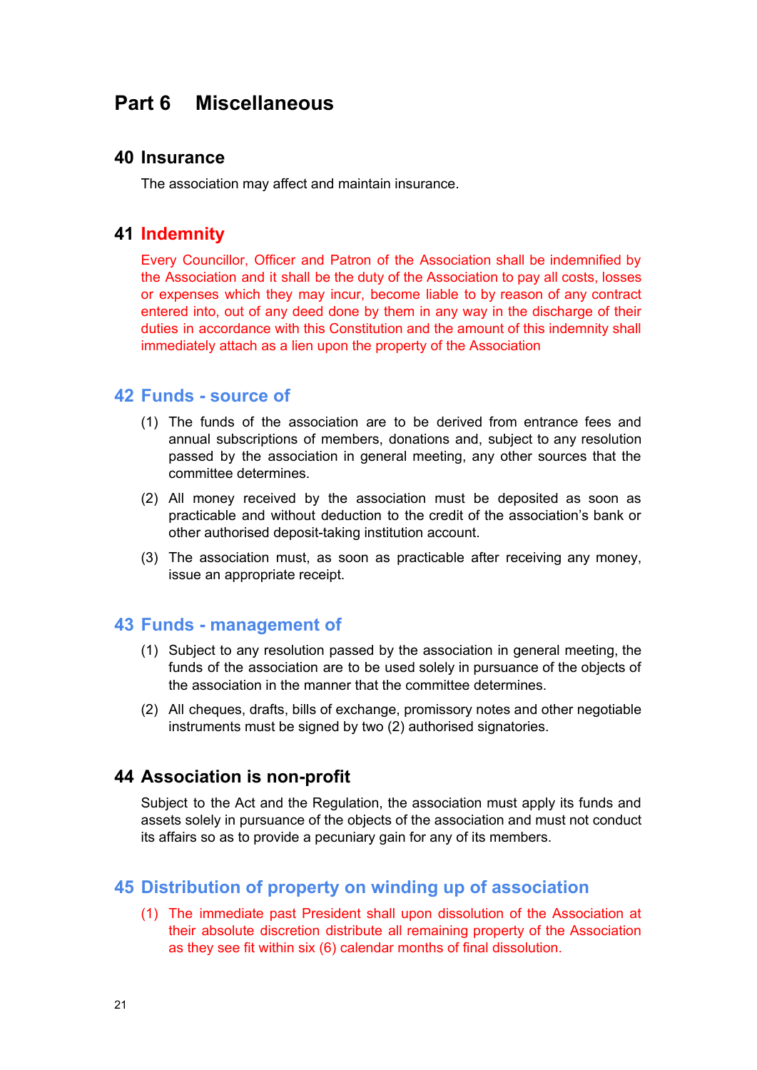# Part 6 Miscellaneous

## 40 Insurance

The association may affect and maintain insurance.

## 41 Indemnity

Every Councillor, Officer and Patron of the Association shall be indemnified by the Association and it shall be the duty of the Association to pay all costs, losses or expenses which they may incur, become liable to by reason of any contract entered into, out of any deed done by them in any way in the discharge of their duties in accordance with this Constitution and the amount of this indemnity shall immediately attach as a lien upon the property of the Association

## 42 Funds - source of

(1) The funds of the association are to be derived from entrance fees and annual subscriptions of members, donations and, subject to any resolution passed by the association in general meeting, any other sources that the committee determines.

(2) All money received by the association must be deposited as soon as practicable and without deduction to the credit of the association's bank or other authorised deposit-taking institution account.

(3) The association must, as soon as practicable after receiving any money, issue an appropriate receipt.

## 43 Funds - management of

(1) Subject to any resolution passed by the association in general meeting, the funds of the association are to be used solely in pursuance of the objects of the association in the manner that the committee determines.

(2) All cheques, drafts, bills of exchange, promissory notes and other negotiable instruments must be signed by two (2) authorised signatories.

## 44 Association is non-profit

Subject to the Act and the Regulation, the association must apply its funds and assets solely in pursuance of the objects of the association and must not conduct its affairs so as to provide a pecuniary gain for any of its members.

## 45 Distribution of property on winding up of association

(1) The immediate past President shall upon dissolution of the Association at their absolute discretion distribute all remaining property of the Association as they see fit within six (6) calendar months of final dissolution.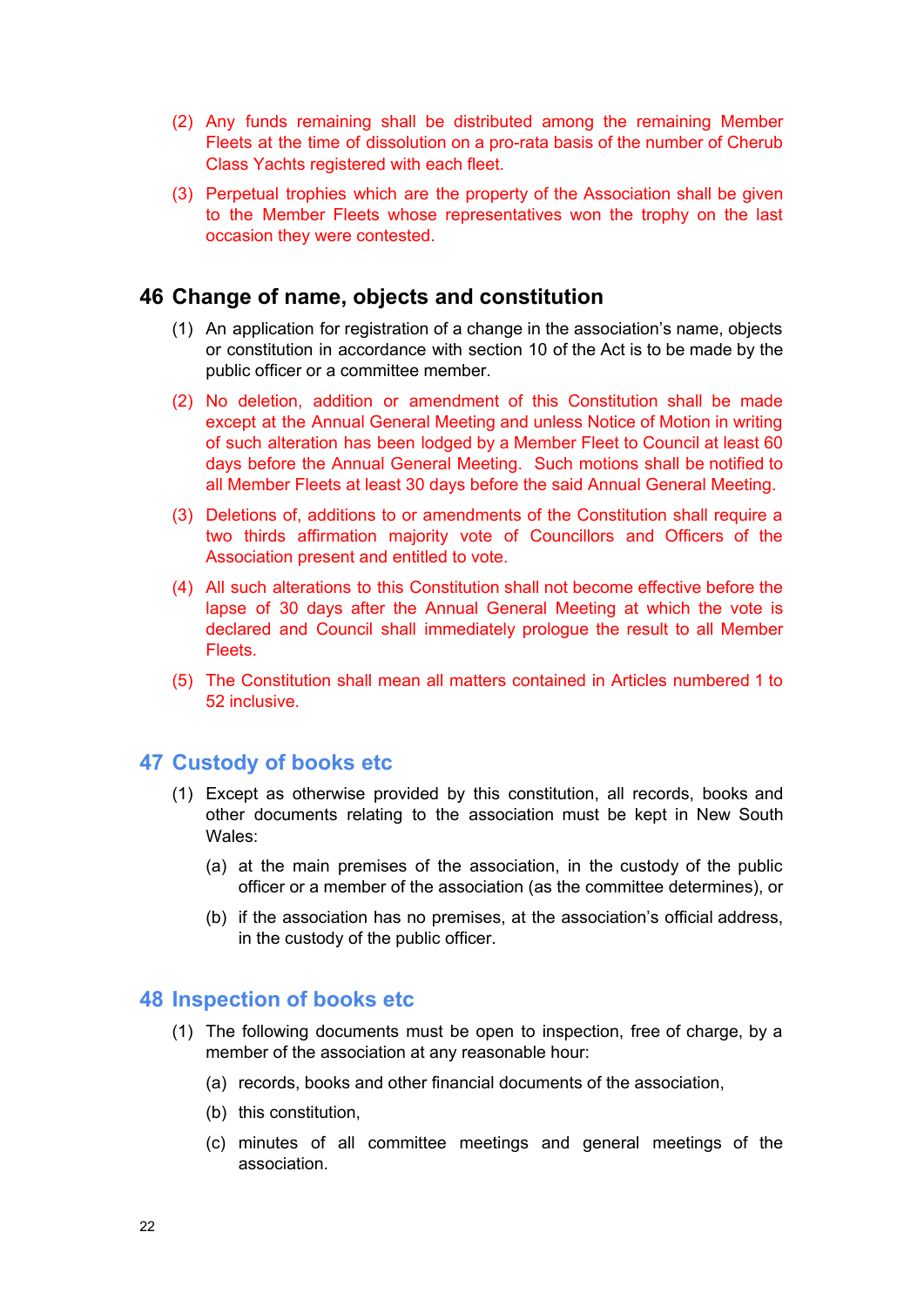(2) Any funds remaining shall be distributed among the remaining Member Fleets at the time of dissolution on a pro-rata basis of the number of Cherub Class Yachts registered with each fleet.

(3) Perpetual trophies which are the property of the Association shall be given to the Member Fleets whose representatives won the trophy on the last occasion they were contested.

## 46 Change of name, objects and constitution

(1) An application for registration of a change in the association's name, objects or constitution in accordance with section 10 of the Act is to be made by the public officer or a committee member.

(2) No deletion, addition or amendment of this Constitution shall be made except at the Annual General Meeting and unless Notice of Motion in writing of such alteration has been lodged by a Member Fleet to Council at least 60 days before the Annual General Meeting. Such motions shall be notified to all Member Fleets at least 30 days before the said Annual General Meeting.

(3) Deletions of, additions to or amendments of the Constitution shall require a two thirds affirmation majority vote of Councillors and Officers of the Association present and entitled to vote.

(4) All such alterations to this Constitution shall not become effective before the lapse of 30 days after the Annual General Meeting at which the vote is declared and Council shall immediately prologue the result to all Member Fleets.

(5) The Constitution shall mean all matters contained in Articles numbered 1 to 52 inclusive.

## 47 Custody of books etc

(1) Except as otherwise provided by this constitution, all records, books and other documents relating to the association must be kept in New South Wales:

   (a) at the main premises of the association, in the custody of the public officer or a member of the association (as the committee determines), or

   (b) if the association has no premises, at the association's official address, in the custody of the public officer.

## 48 Inspection of books etc

(1) The following documents must be open to inspection, free of charge, by a member of the association at any reasonable hour:

   (a) records, books and other financial documents of the association,

   (b) this constitution,

   (c) minutes of all committee meetings and general meetings of the association.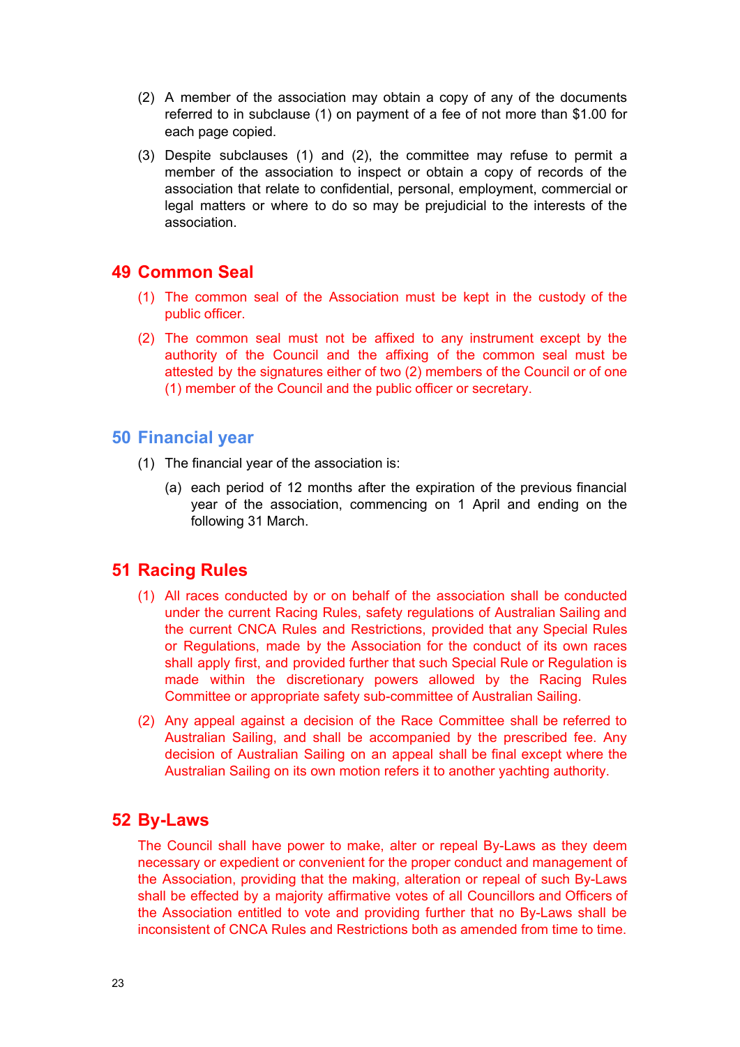(2) A member of the association may obtain a copy of any of the documents referred to in subclause (1) on payment of a fee of not more than $1.00 for each page copied.

(3) Despite subclauses (1) and (2), the committee may refuse to permit a member of the association to inspect or obtain a copy of records of the association that relate to confidential, personal, employment, commercial or legal matters or where to do so may be prejudicial to the interests of the association.

## 49 Common Seal

(1) The common seal of the Association must be kept in the custody of the public officer.

(2) The common seal must not be affixed to any instrument except by the authority of the Council and the affixing of the common seal must be attested by the signatures either of two (2) members of the Council or of one (1) member of the Council and the public officer or secretary.

## 50 Financial year

(1) The financial year of the association is:

(a) each period of 12 months after the expiration of the previous financial year of the association, commencing on 1 April and ending on the following 31 March.

## 51 Racing Rules

(1) All races conducted by or on behalf of the association shall be conducted under the current Racing Rules, safety regulations of Australian Sailing and the current CNCA Rules and Restrictions, provided that any Special Rules or Regulations, made by the Association for the conduct of its own races shall apply first, and provided further that such Special Rule or Regulation is made within the discretionary powers allowed by the Racing Rules Committee or appropriate safety sub-committee of Australian Sailing.

(2) Any appeal against a decision of the Race Committee shall be referred to Australian Sailing, and shall be accompanied by the prescribed fee. Any decision of Australian Sailing on an appeal shall be final except where the Australian Sailing on its own motion refers it to another yachting authority.

## 52 By-Laws

The Council shall have power to make, alter or repeal By-Laws as they deem necessary or expedient or convenient for the proper conduct and management of the Association, providing that the making, alteration or repeal of such By-Laws shall be effected by a majority affirmative votes of all Councillors and Officers of the Association entitled to vote and providing further that no By-Laws shall be inconsistent of CNCA Rules and Restrictions both as amended from time to time.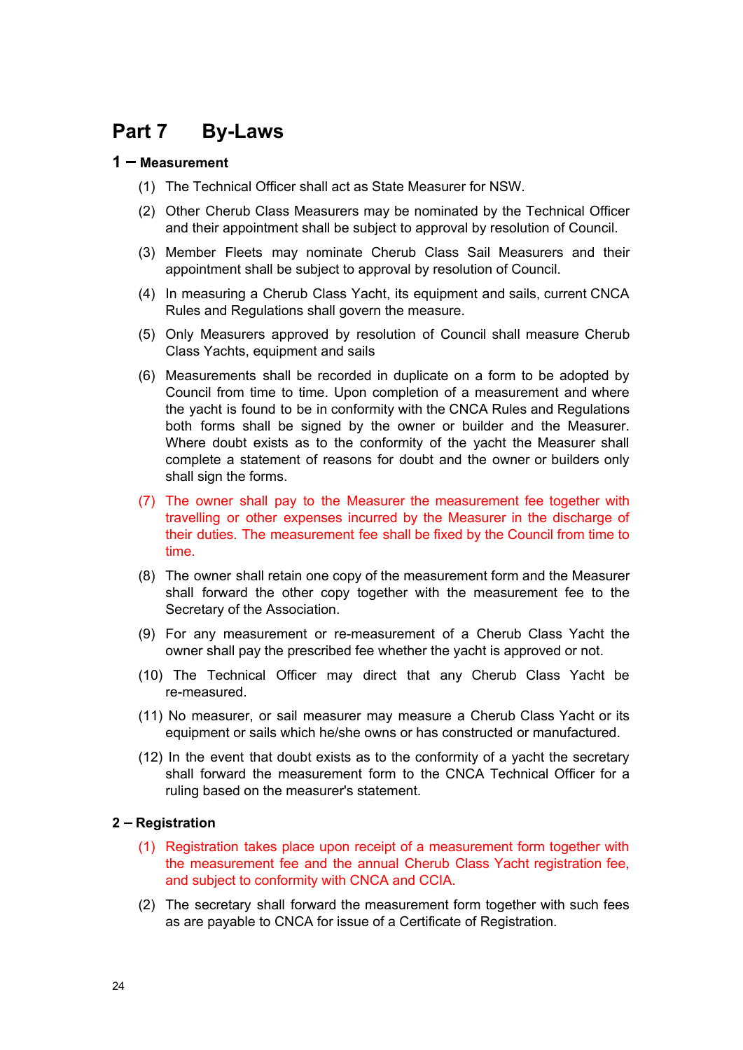# Part 7 By-Laws

## 1 – Measurement

(1) The Technical Officer shall act as State Measurer for NSW.

(2) Other Cherub Class Measurers may be nominated by the Technical Officer and their appointment shall be subject to approval by resolution of Council.

(3) Member Fleets may nominate Cherub Class Sail Measurers and their appointment shall be subject to approval by resolution of Council.

(4) In measuring a Cherub Class Yacht, its equipment and sails, current CNCA Rules and Regulations shall govern the measure.

(5) Only Measurers approved by resolution of Council shall measure Cherub Class Yachts, equipment and sails

(6) Measurements shall be recorded in duplicate on a form to be adopted by Council from time to time. Upon completion of a measurement and where the yacht is found to be in conformity with the CNCA Rules and Regulations both forms shall be signed by the owner or builder and the Measurer. Where doubt exists as to the conformity of the yacht the Measurer shall complete a statement of reasons for doubt and the owner or builders only shall sign the forms.

(7) The owner shall pay to the Measurer the measurement fee together with travelling or other expenses incurred by the Measurer in the discharge of their duties. The measurement fee shall be fixed by the Council from time to time.

(8) The owner shall retain one copy of the measurement form and the Measurer shall forward the other copy together with the measurement fee to the Secretary of the Association.

(9) For any measurement or re-measurement of a Cherub Class Yacht the owner shall pay the prescribed fee whether the yacht is approved or not.

(10) The Technical Officer may direct that any Cherub Class Yacht be re-measured.

(11) No measurer, or sail measurer may measure a Cherub Class Yacht or its equipment or sails which he/she owns or has constructed or manufactured.

(12) In the event that doubt exists as to the conformity of a yacht the secretary shall forward the measurement form to the CNCA Technical Officer for a ruling based on the measurer's statement.

## 2 – Registration

(1) Registration takes place upon receipt of a measurement form together with the measurement fee and the annual Cherub Class Yacht registration fee, and subject to conformity with CNCA and CCIA.

(2) The secretary shall forward the measurement form together with such fees as are payable to CNCA for issue of a Certificate of Registration.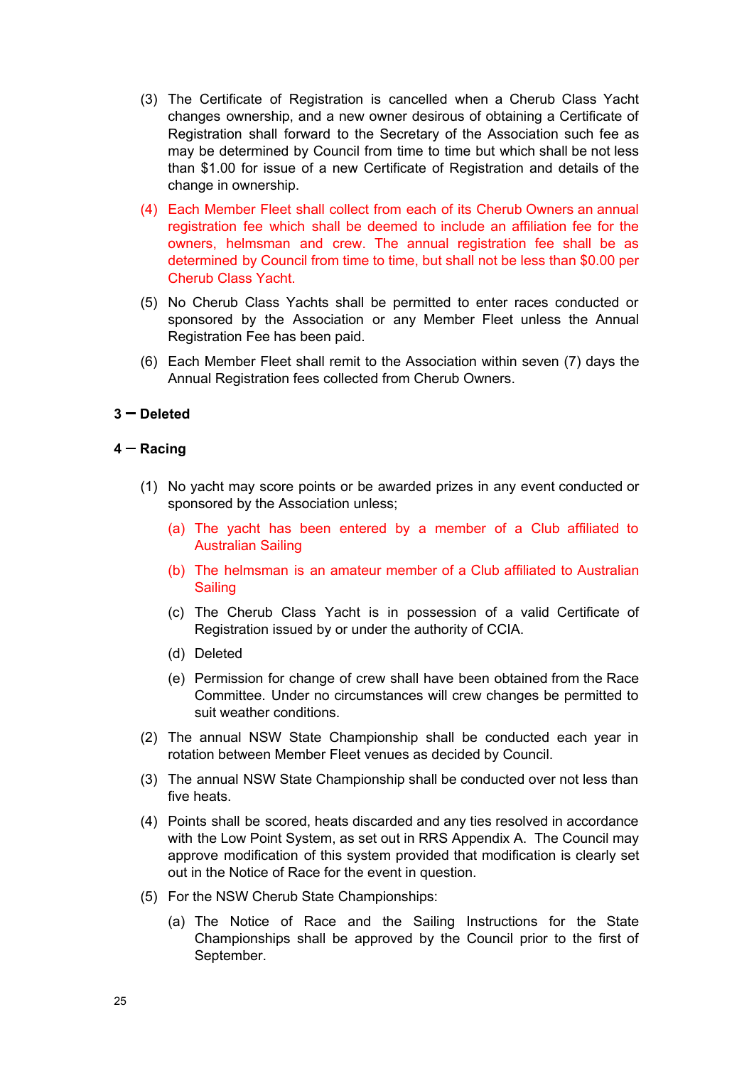(3) The Certificate of Registration is cancelled when a Cherub Class Yacht changes ownership, and a new owner desirous of obtaining a Certificate of Registration shall forward to the Secretary of the Association such fee as may be determined by Council from time to time but which shall be not less than $1.00 for issue of a new Certificate of Registration and details of the change in ownership.

(4) Each Member Fleet shall collect from each of its Cherub Owners an annual registration fee which shall be deemed to include an affiliation fee for the owners, helmsman and crew. The annual registration fee shall be as determined by Council from time to time, but shall not be less than $0.00 per Cherub Class Yacht.

(5) No Cherub Class Yachts shall be permitted to enter races conducted or sponsored by the Association or any Member Fleet unless the Annual Registration Fee has been paid.

(6) Each Member Fleet shall remit to the Association within seven (7) days the Annual Registration fees collected from Cherub Owners.

**3 – Deleted**

**4 – Racing**

(1) No yacht may score points or be awarded prizes in any event conducted or sponsored by the Association unless;

  (a) The yacht has been entered by a member of a Club affiliated to Australian Sailing

  (b) The helmsman is an amateur member of a Club affiliated to Australian Sailing

  (c) The Cherub Class Yacht is in possession of a valid Certificate of Registration issued by or under the authority of CCIA.

  (d) Deleted

  (e) Permission for change of crew shall have been obtained from the Race Committee. Under no circumstances will crew changes be permitted to suit weather conditions.

(2) The annual NSW State Championship shall be conducted each year in rotation between Member Fleet venues as decided by Council.

(3) The annual NSW State Championship shall be conducted over not less than five heats.

(4) Points shall be scored, heats discarded and any ties resolved in accordance with the Low Point System, as set out in RRS Appendix A. The Council may approve modification of this system provided that modification is clearly set out in the Notice of Race for the event in question.

(5) For the NSW Cherub State Championships:

  (a) The Notice of Race and the Sailing Instructions for the State Championships shall be approved by the Council prior to the first of September.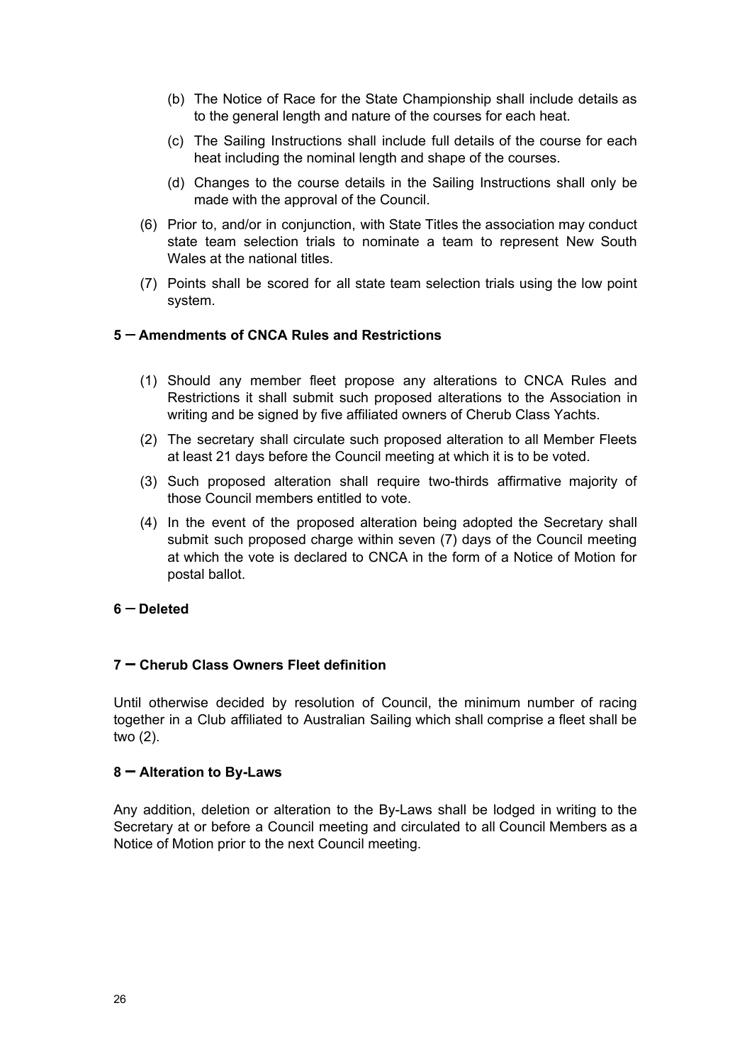(b) The Notice of Race for the State Championship shall include details as to the general length and nature of the courses for each heat.

(c) The Sailing Instructions shall include full details of the course for each heat including the nominal length and shape of the courses.

(d) Changes to the course details in the Sailing Instructions shall only be made with the approval of the Council.

(6) Prior to, and/or in conjunction, with State Titles the association may conduct state team selection trials to nominate a team to represent New South Wales at the national titles.

(7) Points shall be scored for all state team selection trials using the low point system.

### 5 – Amendments of CNCA Rules and Restrictions

(1) Should any member fleet propose any alterations to CNCA Rules and Restrictions it shall submit such proposed alterations to the Association in writing and be signed by five affiliated owners of Cherub Class Yachts.

(2) The secretary shall circulate such proposed alteration to all Member Fleets at least 21 days before the Council meeting at which it is to be voted.

(3) Such proposed alteration shall require two-thirds affirmative majority of those Council members entitled to vote.

(4) In the event of the proposed alteration being adopted the Secretary shall submit such proposed charge within seven (7) days of the Council meeting at which the vote is declared to CNCA in the form of a Notice of Motion for postal ballot.

### 6 – Deleted

### 7 – Cherub Class Owners Fleet definition

Until otherwise decided by resolution of Council, the minimum number of racing together in a Club affiliated to Australian Sailing which shall comprise a fleet shall be two (2).

### 8 – Alteration to By-Laws

Any addition, deletion or alteration to the By-Laws shall be lodged in writing to the Secretary at or before a Council meeting and circulated to all Council Members as a Notice of Motion prior to the next Council meeting.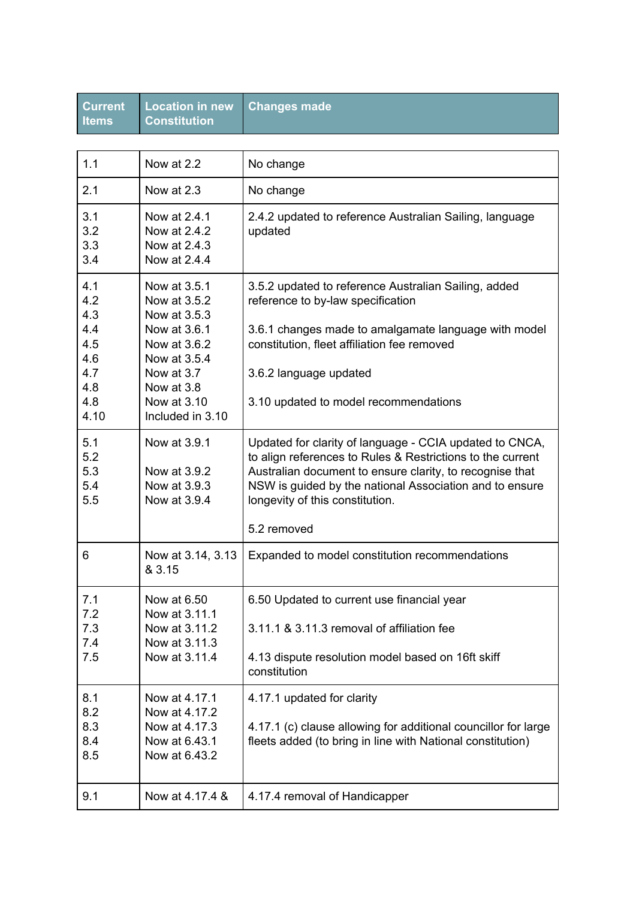| Current Items | Location in new Constitution | Changes made |
| --- | --- | --- |
| 1.1 | Now at 2.2 | No change |
| 2.1 | Now at 2.3 | No change |
| 3.1<br>3.2<br>3.3<br>3.4 | Now at 2.4.1<br>Now at 2.4.2<br>Now at 2.4.3<br>Now at 2.4.4 | 2.4.2 updated to reference Australian Sailing, language updated |
| 4.1<br>4.2<br>4.3<br>4.4<br>4.5<br>4.6<br>4.7<br>4.8<br>4.8<br>4.10 | Now at 3.5.1<br>Now at 3.5.2<br>Now at 3.5.3<br>Now at 3.6.1<br>Now at 3.6.2<br>Now at 3.5.4<br>Now at 3.7<br>Now at 3.8<br>Now at 3.10<br>Included in 3.10 | 3.5.2 updated to reference Australian Sailing, added reference to by-law specification<br><br>3.6.1 changes made to amalgamate language with model constitution, fleet affiliation fee removed<br><br>3.6.2 language updated<br><br>3.10 updated to model recommendations |
| 5.1<br>5.2<br>5.3<br>5.4<br>5.5 | Now at 3.9.1<br><br>Now at 3.9.2<br>Now at 3.9.3<br>Now at 3.9.4 | Updated for clarity of language - CCIA updated to CNCA, to align references to Rules & Restrictions to the current Australian document to ensure clarity, to recognise that NSW is guided by the national Association and to ensure longevity of this constitution.<br><br>5.2 removed |
| 6 | Now at 3.14, 3.13 & 3.15 | Expanded to model constitution recommendations |
| 7.1<br>7.2<br>7.3<br>7.4<br>7.5 | Now at 6.50<br>Now at 3.11.1<br>Now at 3.11.2<br>Now at 3.11.3<br>Now at 3.11.4 | 6.50 Updated to current use financial year<br><br>3.11.1 & 3.11.3 removal of affiliation fee<br><br>4.13 dispute resolution model based on 16ft skiff constitution |
| 8.1<br>8.2<br>8.3<br>8.4<br>8.5 | Now at 4.17.1<br>Now at 4.17.2<br>Now at 4.17.3<br>Now at 6.43.1<br>Now at 6.43.2 | 4.17.1 updated for clarity<br><br>4.17.1 (c) clause allowing for additional councillor for large fleets added (to bring in line with National constitution) |
| 9.1 | Now at 4.17.4 & | 4.17.4 removal of Handicapper |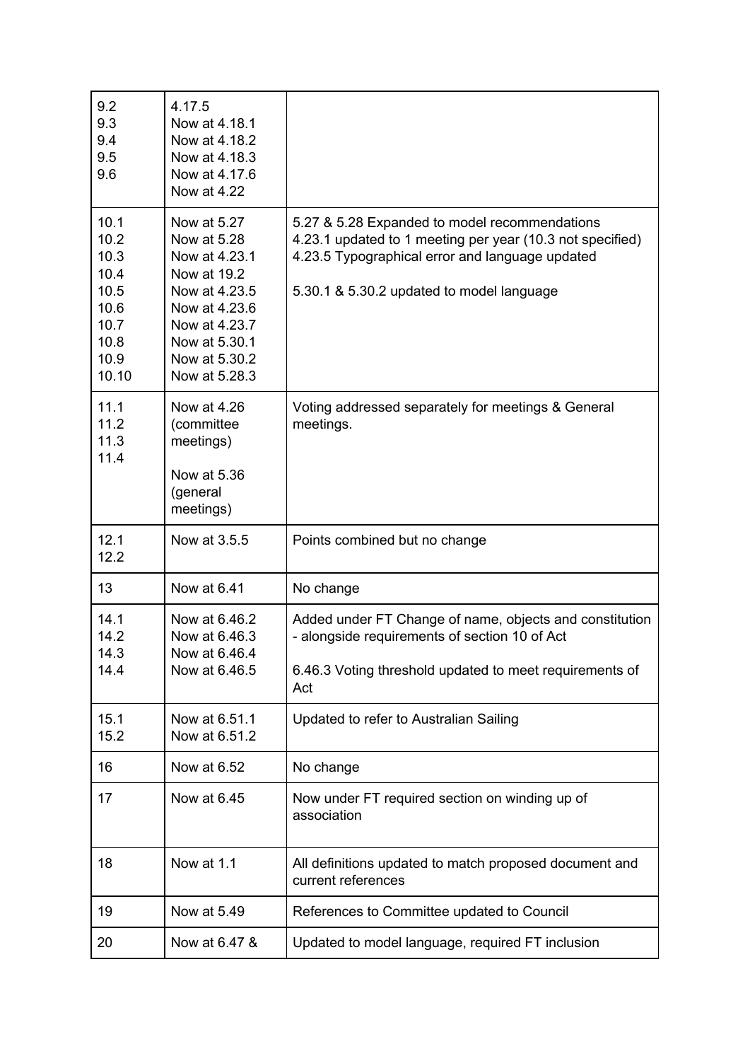| | | |
|---|---|---|
| 9.2<br>9.3<br>9.4<br>9.5<br>9.6 | 4.17.5<br>Now at 4.18.1<br>Now at 4.18.2<br>Now at 4.18.3<br>Now at 4.17.6<br>Now at 4.22 | |
| 10.1<br>10.2<br>10.3<br>10.4<br>10.5<br>10.6<br>10.7<br>10.8<br>10.9<br>10.10 | Now at 5.27<br>Now at 5.28<br>Now at 4.23.1<br>Now at 19.2<br>Now at 4.23.5<br>Now at 4.23.6<br>Now at 4.23.7<br>Now at 5.30.1<br>Now at 5.30.2<br>Now at 5.28.3 | 5.27 & 5.28 Expanded to model recommendations<br>4.23.1 updated to 1 meeting per year (10.3 not specified)<br>4.23.5 Typographical error and language updated<br><br>5.30.1 & 5.30.2 updated to model language |
| 11.1<br>11.2<br>11.3<br>11.4 | Now at 4.26 (committee meetings)<br><br>Now at 5.36 (general meetings) | Voting addressed separately for meetings & General meetings. |
| 12.1<br>12.2 | Now at 3.5.5 | Points combined but no change |
| 13 | Now at 6.41 | No change |
| 14.1<br>14.2<br>14.3<br>14.4 | Now at 6.46.2<br>Now at 6.46.3<br>Now at 6.46.4<br>Now at 6.46.5 | Added under FT Change of name, objects and constitution - alongside requirements of section 10 of Act<br><br>6.46.3 Voting threshold updated to meet requirements of Act |
| 15.1<br>15.2 | Now at 6.51.1<br>Now at 6.51.2 | Updated to refer to Australian Sailing |
| 16 | Now at 6.52 | No change |
| 17 | Now at 6.45 | Now under FT required section on winding up of association |
| 18 | Now at 1.1 | All definitions updated to match proposed document and current references |
| 19 | Now at 5.49 | References to Committee updated to Council |
| 20 | Now at 6.47 & | Updated to model language, required FT inclusion |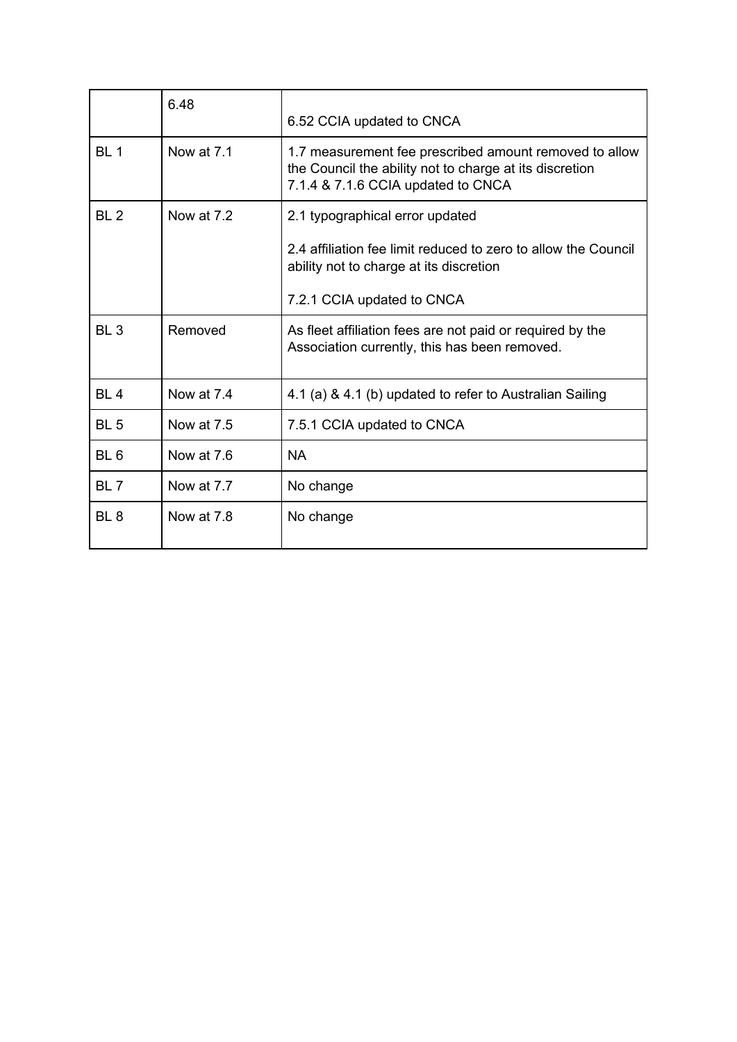| | | |
|---|---|---|
| | 6.48 | 6.52 CCIA updated to CNCA |
| BL 1 | Now at 7.1 | 1.7 measurement fee prescribed amount removed to allow the Council the ability not to charge at its discretion<br>7.1.4 & 7.1.6 CCIA updated to CNCA |
| BL 2 | Now at 7.2 | 2.1 typographical error updated<br><br>2.4 affiliation fee limit reduced to zero to allow the Council ability not to charge at its discretion<br><br>7.2.1 CCIA updated to CNCA |
| BL 3 | Removed | As fleet affiliation fees are not paid or required by the Association currently, this has been removed. |
| BL 4 | Now at 7.4 | 4.1 (a) & 4.1 (b) updated to refer to Australian Sailing |
| BL 5 | Now at 7.5 | 7.5.1 CCIA updated to CNCA |
| BL 6 | Now at 7.6 | NA |
| BL 7 | Now at 7.7 | No change |
| BL 8 | Now at 7.8 | No change |